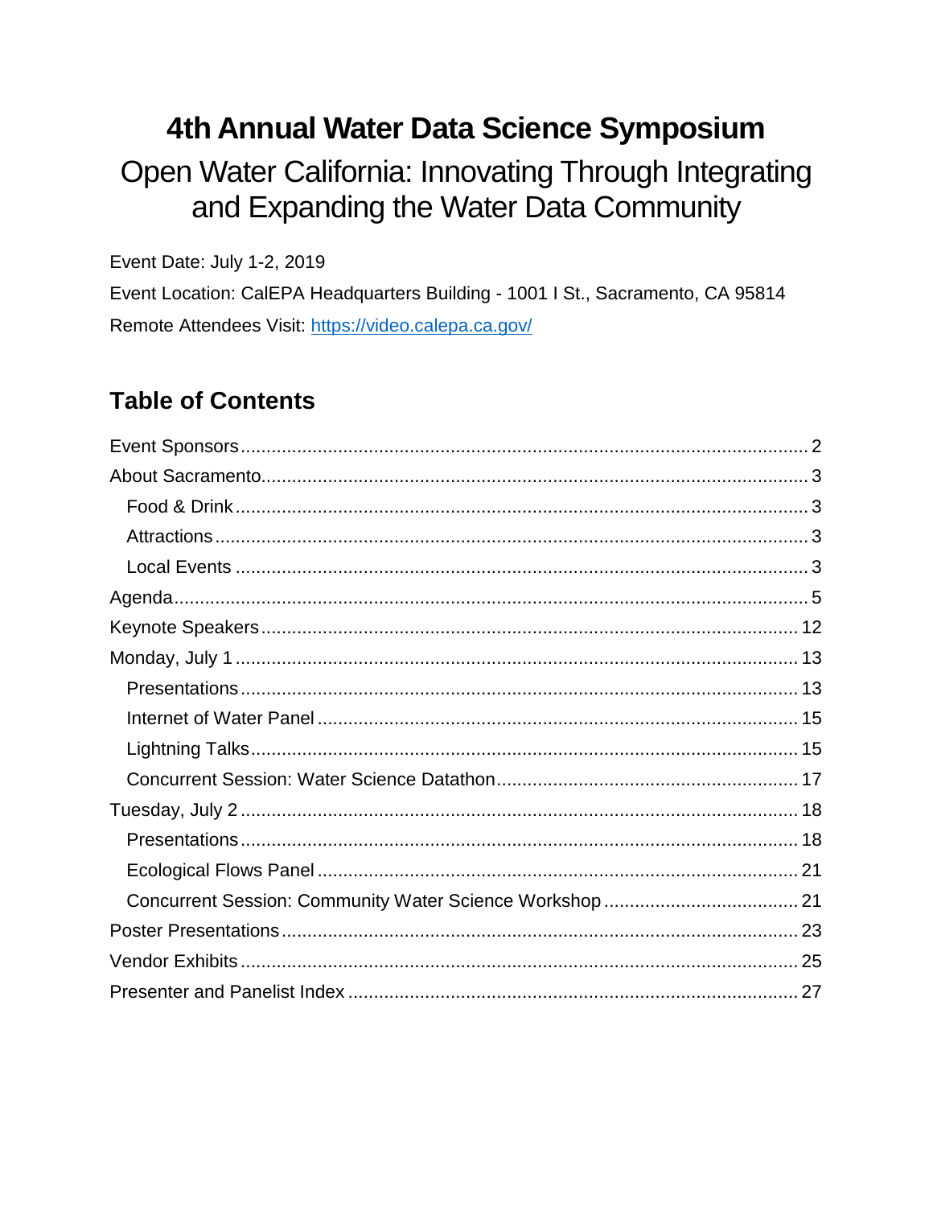# 4th Annual Water Data Science Symposium

## Open Water California: Innovating Through Integrating and Expanding the Water Data Community

Event Date: July 1-2, 2019

Event Location: CalEPA Headquarters Building - 1001 I St., Sacramento, CA 95814

Remote Attendees Visit: [https://video.calepa.ca.gov/](https://video.calepa.ca.gov/)

## Table of Contents

- Event Sponsors .......... 2
- About Sacramento .......... 3
  - Food & Drink .......... 3
  - Attractions .......... 3
  - Local Events .......... 3
- Agenda .......... 5
- Keynote Speakers .......... 12
- Monday, July 1 .......... 13
  - Presentations .......... 13
  - Internet of Water Panel .......... 15
  - Lightning Talks .......... 15
  - Concurrent Session: Water Science Datathon .......... 17
- Tuesday, July 2 .......... 18
  - Presentations .......... 18
  - Ecological Flows Panel .......... 21
  - Concurrent Session: Community Water Science Workshop .......... 21
- Poster Presentations .......... 23
- Vendor Exhibits .......... 25
- Presenter and Panelist Index .......... 27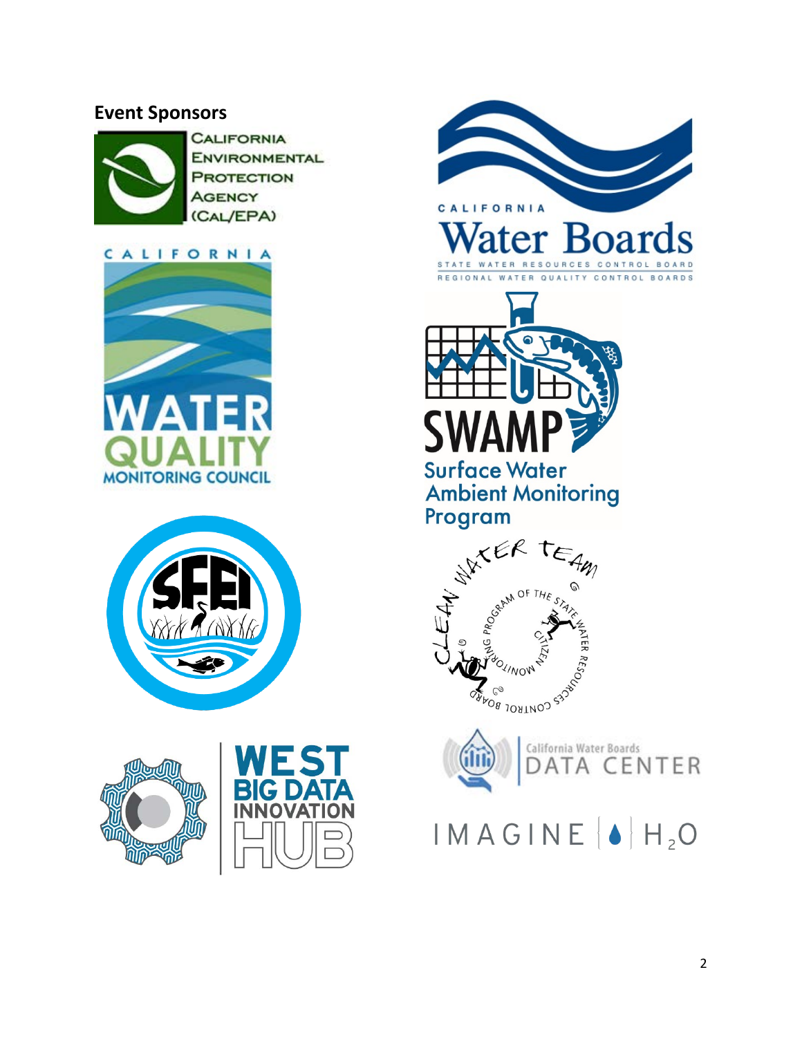## Event Sponsors

California Environmental Protection Agency (Cal/EPA)

California Water Boards
State Water Resources Control Board
Regional Water Quality Control Boards

California Water Quality Monitoring Council

SWAMP
Surface Water Ambient Monitoring Program

SFEI

Clean Water Team
Citizen Monitoring Program of the State Water Resources Control Board

West Big Data Innovation Hub

California Water Boards Data Center

IMAGINE $H_2O$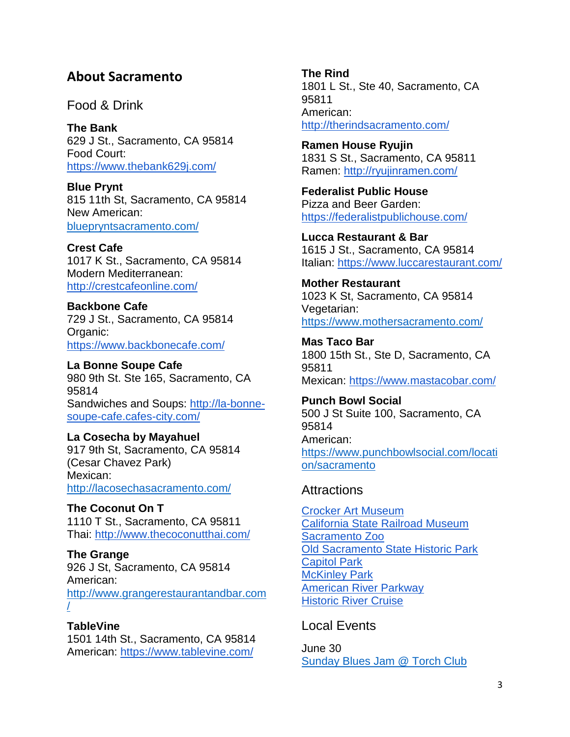## About Sacramento

### Food & Drink

**The Bank**
629 J St., Sacramento, CA 95814
Food Court:
https://www.thebank629j.com/

**Blue Prynt**
815 11th St, Sacramento, CA 95814
New American:
bluepryntsacramento.com/

**Crest Cafe**
1017 K St., Sacramento, CA 95814
Modern Mediterranean:
http://crestcafeonline.com/

**Backbone Cafe**
729 J St., Sacramento, CA 95814
Organic:
https://www.backbonecafe.com/

**La Bonne Soupe Cafe**
980 9th St. Ste 165, Sacramento, CA 95814
Sandwiches and Soups: http://la-bonne-soupe-cafe.cafes-city.com/

**La Cosecha by Mayahuel**
917 9th St, Sacramento, CA 95814 (Cesar Chavez Park)
Mexican:
http://lacosechasacramento.com/

**The Coconut On T**
1110 T St., Sacramento, CA 95811
Thai: http://www.thecoconutthai.com/

**The Grange**
926 J St, Sacramento, CA 95814
American:
http://www.grangerestaurantandbar.com/

**TableVine**
1501 14th St., Sacramento, CA 95814
American: https://www.tablevine.com/

**The Rind**
1801 L St., Ste 40, Sacramento, CA 95811
American:
http://therindsacramento.com/

**Ramen House Ryujin**
1831 S St., Sacramento, CA 95811
Ramen: http://ryujinramen.com/

**Federalist Public House**
Pizza and Beer Garden:
https://federalistpublichouse.com/

**Lucca Restaurant & Bar**
1615 J St., Sacramento, CA 95814
Italian: https://www.luccarestaurant.com/

**Mother Restaurant**
1023 K St, Sacramento, CA 95814
Vegetarian:
https://www.mothersacramento.com/

**Mas Taco Bar**
1800 15th St., Ste D, Sacramento, CA 95811
Mexican: https://www.mastacobar.com/

**Punch Bowl Social**
500 J St Suite 100, Sacramento, CA 95814
American:
https://www.punchbowlsocial.com/location/sacramento

### Attractions

Crocker Art Museum
California State Railroad Museum
Sacramento Zoo
Old Sacramento State Historic Park
Capitol Park
McKinley Park
American River Parkway
Historic River Cruise

### Local Events

June 30
Sunday Blues Jam @ Torch Club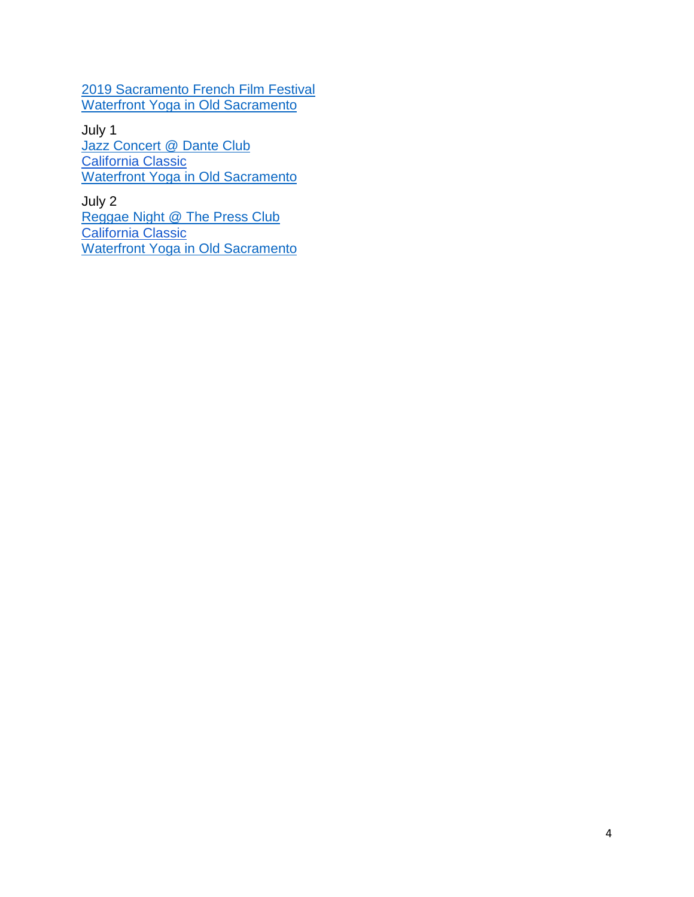2019 Sacramento French Film Festival
Waterfront Yoga in Old Sacramento

July 1
Jazz Concert @ Dante Club
California Classic
Waterfront Yoga in Old Sacramento

July 2
Reggae Night @ The Press Club
California Classic
Waterfront Yoga in Old Sacramento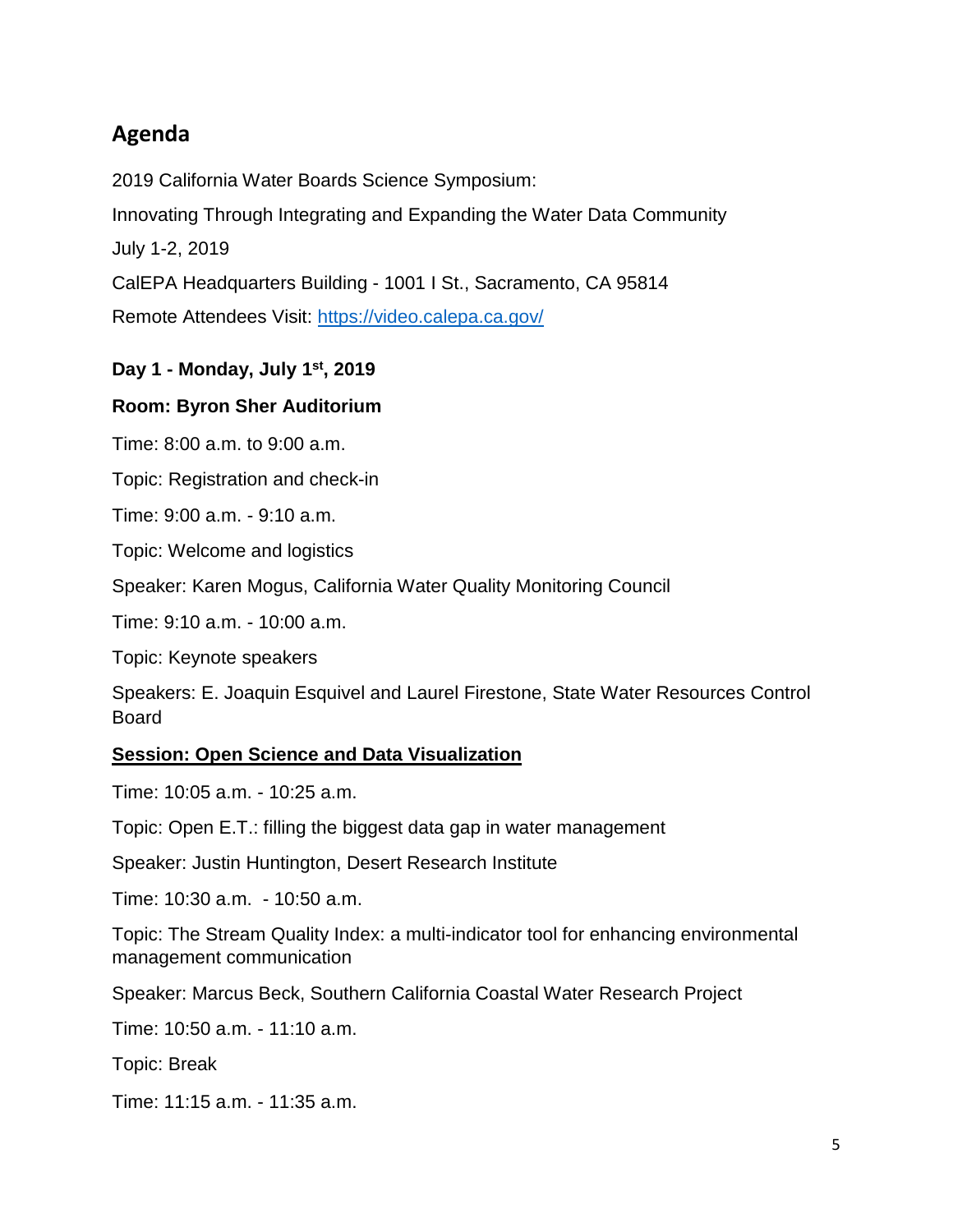## Agenda

2019 California Water Boards Science Symposium:

Innovating Through Integrating and Expanding the Water Data Community

July 1-2, 2019

CalEPA Headquarters Building - 1001 I St., Sacramento, CA 95814

Remote Attendees Visit: [https://video.calepa.ca.gov/](https://video.calepa.ca.gov/)

**Day 1 - Monday, July 1st, 2019**

**Room: Byron Sher Auditorium**

Time: 8:00 a.m. to 9:00 a.m.

Topic: Registration and check-in

Time: 9:00 a.m. - 9:10 a.m.

Topic: Welcome and logistics

Speaker: Karen Mogus, California Water Quality Monitoring Council

Time: 9:10 a.m. - 10:00 a.m.

Topic: Keynote speakers

Speakers: E. Joaquin Esquivel and Laurel Firestone, State Water Resources Control Board

**Session: Open Science and Data Visualization**

Time: 10:05 a.m. - 10:25 a.m.

Topic: Open E.T.: filling the biggest data gap in water management

Speaker: Justin Huntington, Desert Research Institute

Time: 10:30 a.m. - 10:50 a.m.

Topic: The Stream Quality Index: a multi-indicator tool for enhancing environmental management communication

Speaker: Marcus Beck, Southern California Coastal Water Research Project

Time: 10:50 a.m. - 11:10 a.m.

Topic: Break

Time: 11:15 a.m. - 11:35 a.m.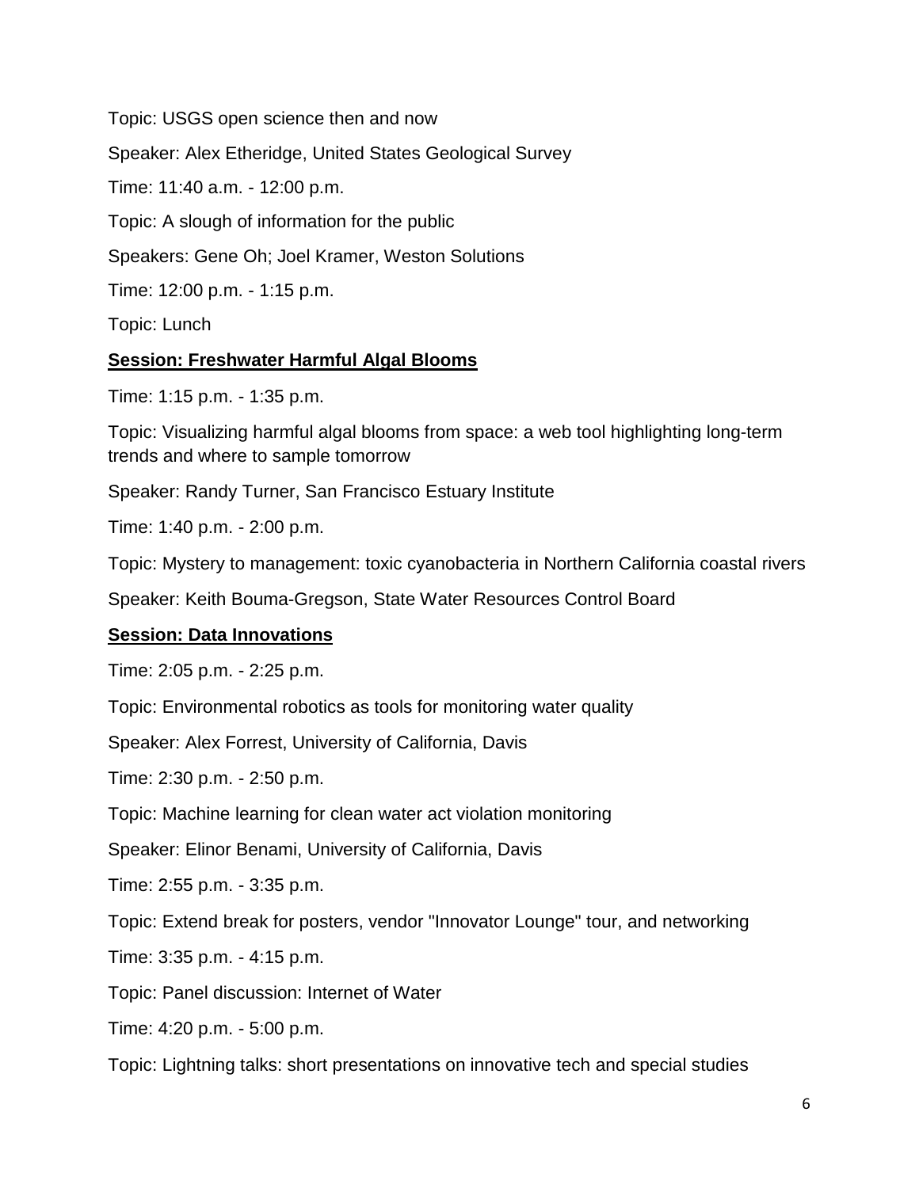Topic: USGS open science then and now

Speaker: Alex Etheridge, United States Geological Survey

Time: 11:40 a.m. - 12:00 p.m.

Topic: A slough of information for the public

Speakers: Gene Oh; Joel Kramer, Weston Solutions

Time: 12:00 p.m. - 1:15 p.m.

Topic: Lunch

**<u>Session: Freshwater Harmful Algal Blooms</u>**

Time: 1:15 p.m. - 1:35 p.m.

Topic: Visualizing harmful algal blooms from space: a web tool highlighting long-term trends and where to sample tomorrow

Speaker: Randy Turner, San Francisco Estuary Institute

Time: 1:40 p.m. - 2:00 p.m.

Topic: Mystery to management: toxic cyanobacteria in Northern California coastal rivers

Speaker: Keith Bouma-Gregson, State Water Resources Control Board

**<u>Session: Data Innovations</u>**

Time: 2:05 p.m. - 2:25 p.m.

Topic: Environmental robotics as tools for monitoring water quality

Speaker: Alex Forrest, University of California, Davis

Time: 2:30 p.m. - 2:50 p.m.

Topic: Machine learning for clean water act violation monitoring

Speaker: Elinor Benami, University of California, Davis

Time: 2:55 p.m. - 3:35 p.m.

Topic: Extend break for posters, vendor "Innovator Lounge" tour, and networking

Time: 3:35 p.m. - 4:15 p.m.

Topic: Panel discussion: Internet of Water

Time: 4:20 p.m. - 5:00 p.m.

Topic: Lightning talks: short presentations on innovative tech and special studies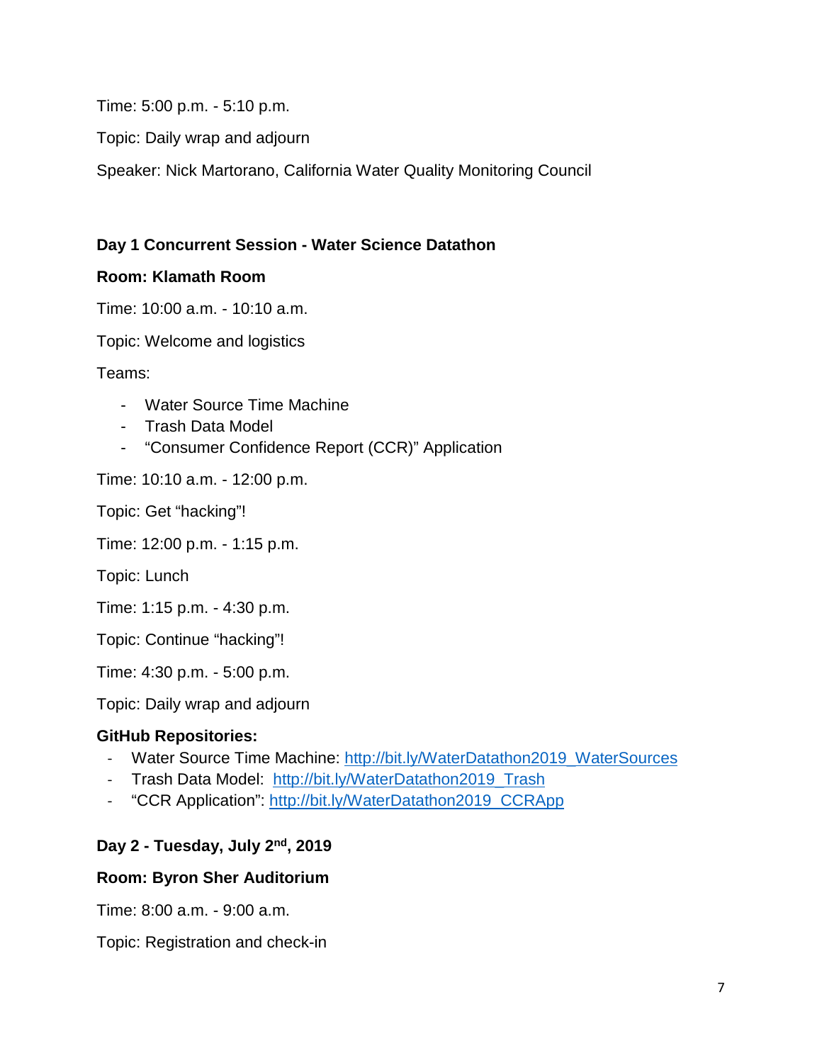Time: 5:00 p.m. - 5:10 p.m.

Topic: Daily wrap and adjourn

Speaker: Nick Martorano, California Water Quality Monitoring Council

**Day 1 Concurrent Session - Water Science Datathon**

**Room: Klamath Room**

Time: 10:00 a.m. - 10:10 a.m.

Topic: Welcome and logistics

Teams:

- Water Source Time Machine
- Trash Data Model
- “Consumer Confidence Report (CCR)” Application

Time: 10:10 a.m. - 12:00 p.m.

Topic: Get “hacking”!

Time: 12:00 p.m. - 1:15 p.m.

Topic: Lunch

Time: 1:15 p.m. - 4:30 p.m.

Topic: Continue “hacking”!

Time: 4:30 p.m. - 5:00 p.m.

Topic: Daily wrap and adjourn

**GitHub Repositories:**

- Water Source Time Machine: http://bit.ly/WaterDatathon2019_WaterSources
- Trash Data Model: http://bit.ly/WaterDatathon2019_Trash
- “CCR Application”: http://bit.ly/WaterDatathon2019_CCRApp

**Day 2 - Tuesday, July 2nd, 2019**

**Room: Byron Sher Auditorium**

Time: 8:00 a.m. - 9:00 a.m.

Topic: Registration and check-in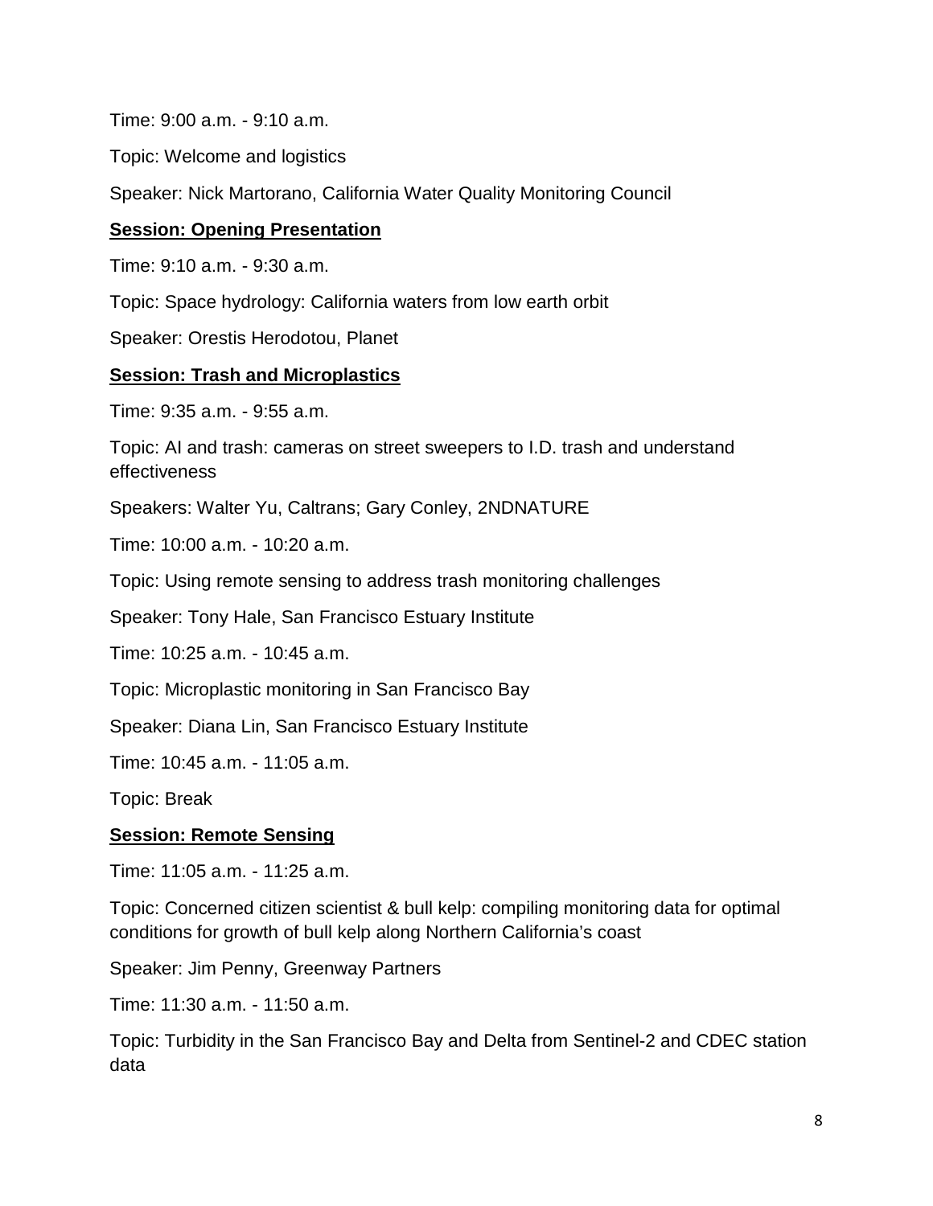Time: 9:00 a.m. - 9:10 a.m.

Topic: Welcome and logistics

Speaker: Nick Martorano, California Water Quality Monitoring Council

### Session: Opening Presentation

Time: 9:10 a.m. - 9:30 a.m.

Topic: Space hydrology: California waters from low earth orbit

Speaker: Orestis Herodotou, Planet

### Session: Trash and Microplastics

Time: 9:35 a.m. - 9:55 a.m.

Topic: AI and trash: cameras on street sweepers to I.D. trash and understand effectiveness

Speakers: Walter Yu, Caltrans; Gary Conley, 2NDNATURE

Time: 10:00 a.m. - 10:20 a.m.

Topic: Using remote sensing to address trash monitoring challenges

Speaker: Tony Hale, San Francisco Estuary Institute

Time: 10:25 a.m. - 10:45 a.m.

Topic: Microplastic monitoring in San Francisco Bay

Speaker: Diana Lin, San Francisco Estuary Institute

Time: 10:45 a.m. - 11:05 a.m.

Topic: Break

### Session: Remote Sensing

Time: 11:05 a.m. - 11:25 a.m.

Topic: Concerned citizen scientist & bull kelp: compiling monitoring data for optimal conditions for growth of bull kelp along Northern California's coast

Speaker: Jim Penny, Greenway Partners

Time: 11:30 a.m. - 11:50 a.m.

Topic: Turbidity in the San Francisco Bay and Delta from Sentinel-2 and CDEC station data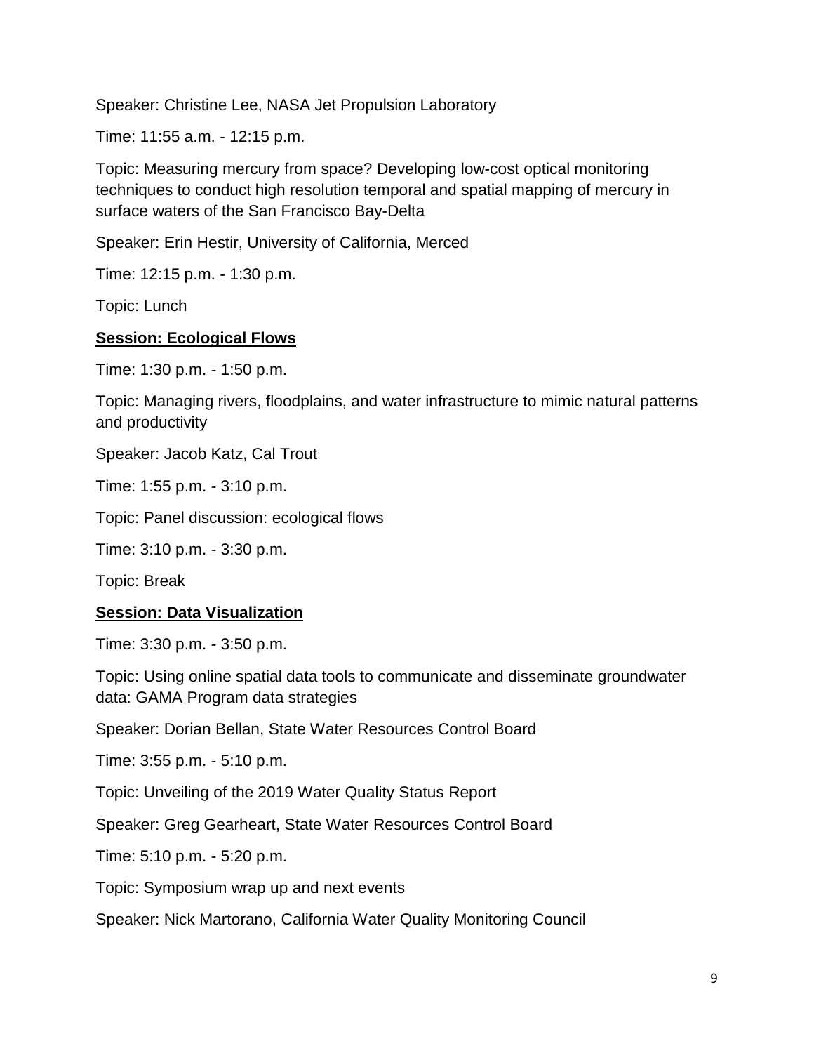Speaker: Christine Lee, NASA Jet Propulsion Laboratory

Time: 11:55 a.m. - 12:15 p.m.

Topic: Measuring mercury from space? Developing low-cost optical monitoring techniques to conduct high resolution temporal and spatial mapping of mercury in surface waters of the San Francisco Bay-Delta

Speaker: Erin Hestir, University of California, Merced

Time: 12:15 p.m. - 1:30 p.m.

Topic: Lunch

**Session: Ecological Flows**

Time: 1:30 p.m. - 1:50 p.m.

Topic: Managing rivers, floodplains, and water infrastructure to mimic natural patterns and productivity

Speaker: Jacob Katz, Cal Trout

Time: 1:55 p.m. - 3:10 p.m.

Topic: Panel discussion: ecological flows

Time: 3:10 p.m. - 3:30 p.m.

Topic: Break

**Session: Data Visualization**

Time: 3:30 p.m. - 3:50 p.m.

Topic: Using online spatial data tools to communicate and disseminate groundwater data: GAMA Program data strategies

Speaker: Dorian Bellan, State Water Resources Control Board

Time: 3:55 p.m. - 5:10 p.m.

Topic: Unveiling of the 2019 Water Quality Status Report

Speaker: Greg Gearheart, State Water Resources Control Board

Time: 5:10 p.m. - 5:20 p.m.

Topic: Symposium wrap up and next events

Speaker: Nick Martorano, California Water Quality Monitoring Council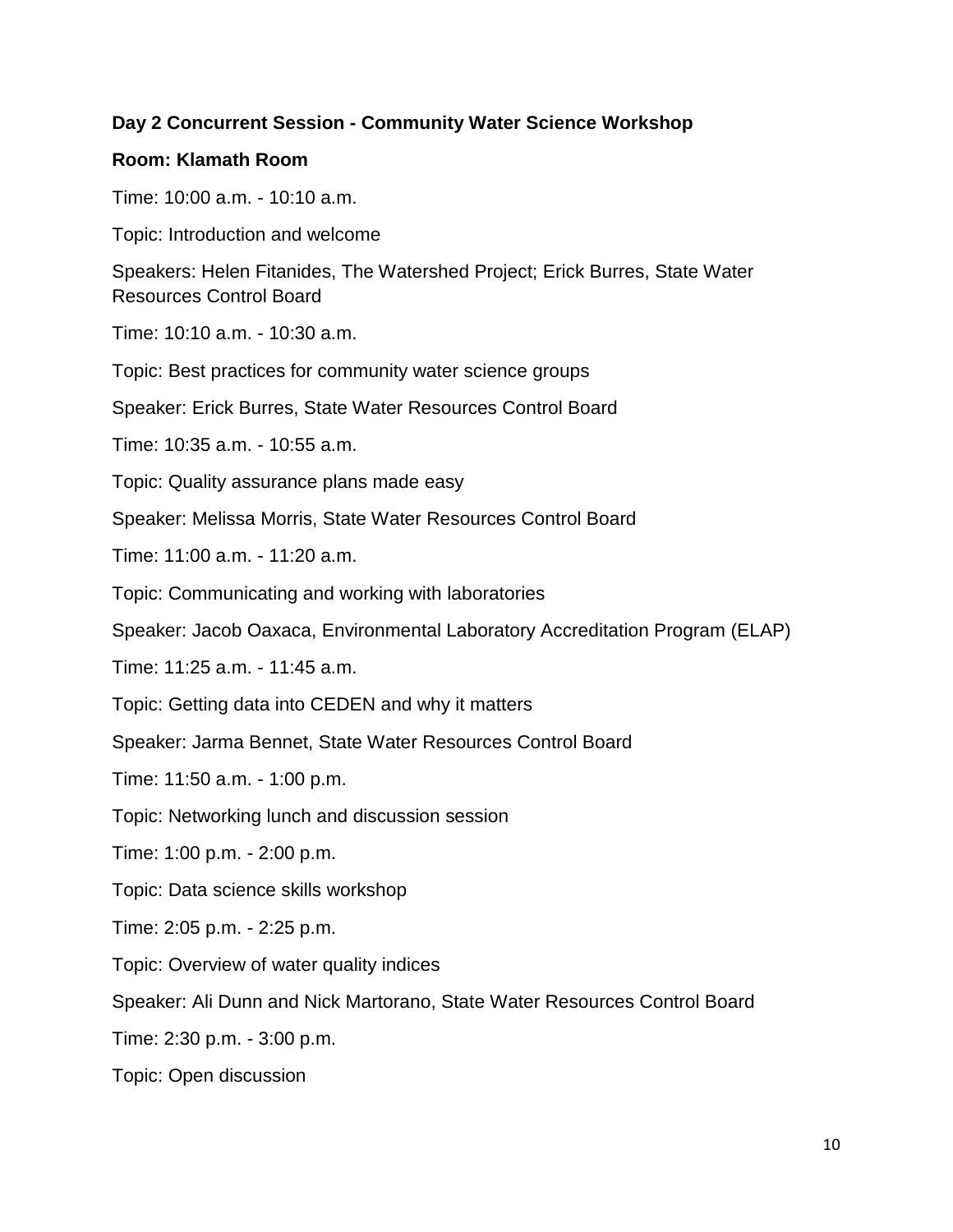**Day 2 Concurrent Session - Community Water Science Workshop**

**Room: Klamath Room**

Time: 10:00 a.m. - 10:10 a.m.

Topic: Introduction and welcome

Speakers: Helen Fitanides, The Watershed Project; Erick Burres, State Water Resources Control Board

Time: 10:10 a.m. - 10:30 a.m.

Topic: Best practices for community water science groups

Speaker: Erick Burres, State Water Resources Control Board

Time: 10:35 a.m. - 10:55 a.m.

Topic: Quality assurance plans made easy

Speaker: Melissa Morris, State Water Resources Control Board

Time: 11:00 a.m. - 11:20 a.m.

Topic: Communicating and working with laboratories

Speaker: Jacob Oaxaca, Environmental Laboratory Accreditation Program (ELAP)

Time: 11:25 a.m. - 11:45 a.m.

Topic: Getting data into CEDEN and why it matters

Speaker: Jarma Bennet, State Water Resources Control Board

Time: 11:50 a.m. - 1:00 p.m.

Topic: Networking lunch and discussion session

Time: 1:00 p.m. - 2:00 p.m.

Topic: Data science skills workshop

Time: 2:05 p.m. - 2:25 p.m.

Topic: Overview of water quality indices

Speaker: Ali Dunn and Nick Martorano, State Water Resources Control Board

Time: 2:30 p.m. - 3:00 p.m.

Topic: Open discussion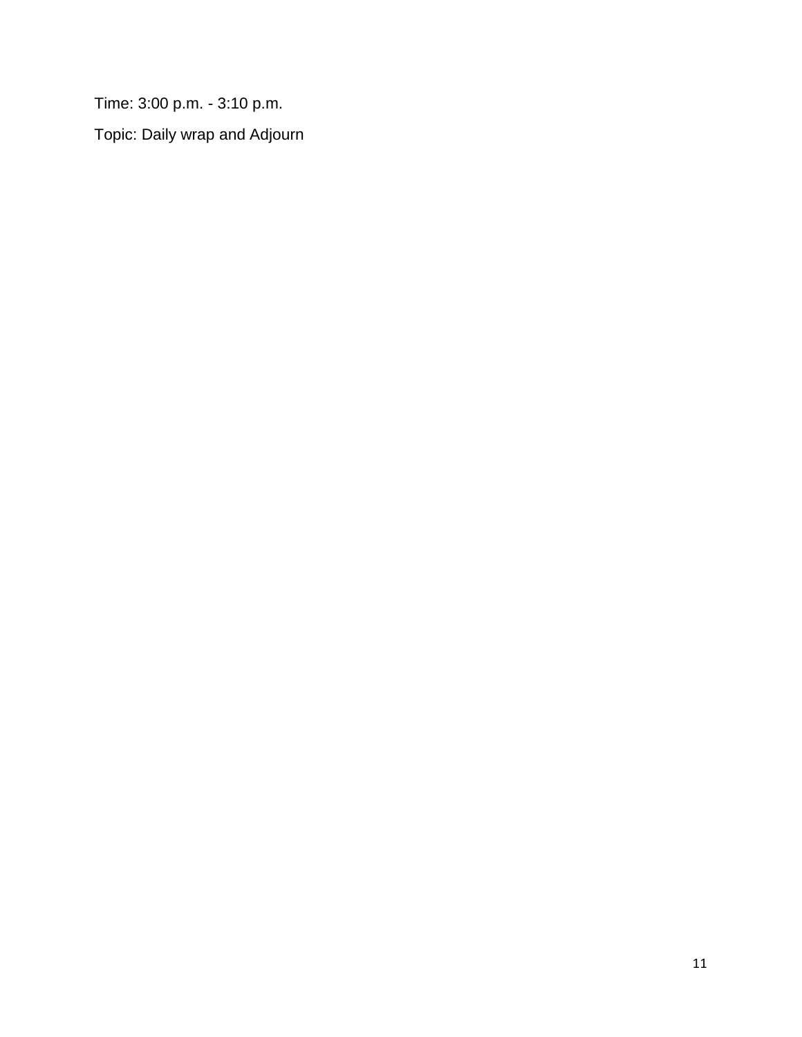Time: 3:00 p.m. - 3:10 p.m.

Topic: Daily wrap and Adjourn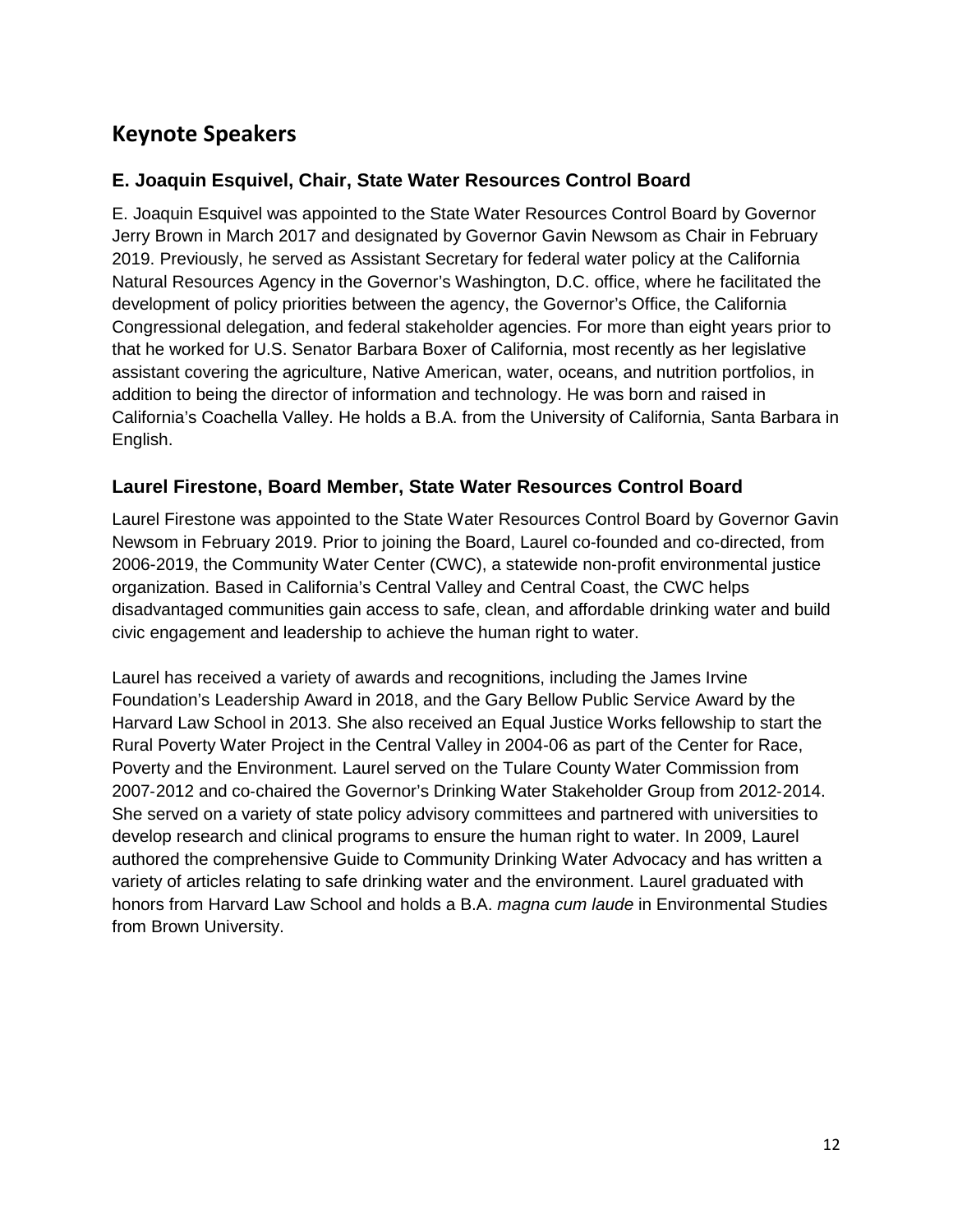# Keynote Speakers

## E. Joaquin Esquivel, Chair, State Water Resources Control Board

E. Joaquin Esquivel was appointed to the State Water Resources Control Board by Governor Jerry Brown in March 2017 and designated by Governor Gavin Newsom as Chair in February 2019. Previously, he served as Assistant Secretary for federal water policy at the California Natural Resources Agency in the Governor's Washington, D.C. office, where he facilitated the development of policy priorities between the agency, the Governor's Office, the California Congressional delegation, and federal stakeholder agencies. For more than eight years prior to that he worked for U.S. Senator Barbara Boxer of California, most recently as her legislative assistant covering the agriculture, Native American, water, oceans, and nutrition portfolios, in addition to being the director of information and technology. He was born and raised in California's Coachella Valley. He holds a B.A. from the University of California, Santa Barbara in English.

## Laurel Firestone, Board Member, State Water Resources Control Board

Laurel Firestone was appointed to the State Water Resources Control Board by Governor Gavin Newsom in February 2019. Prior to joining the Board, Laurel co-founded and co-directed, from 2006-2019, the Community Water Center (CWC), a statewide non-profit environmental justice organization. Based in California's Central Valley and Central Coast, the CWC helps disadvantaged communities gain access to safe, clean, and affordable drinking water and build civic engagement and leadership to achieve the human right to water.

Laurel has received a variety of awards and recognitions, including the James Irvine Foundation's Leadership Award in 2018, and the Gary Bellow Public Service Award by the Harvard Law School in 2013. She also received an Equal Justice Works fellowship to start the Rural Poverty Water Project in the Central Valley in 2004-06 as part of the Center for Race, Poverty and the Environment. Laurel served on the Tulare County Water Commission from 2007-2012 and co-chaired the Governor's Drinking Water Stakeholder Group from 2012-2014. She served on a variety of state policy advisory committees and partnered with universities to develop research and clinical programs to ensure the human right to water. In 2009, Laurel authored the comprehensive Guide to Community Drinking Water Advocacy and has written a variety of articles relating to safe drinking water and the environment. Laurel graduated with honors from Harvard Law School and holds a B.A. *magna cum laude* in Environmental Studies from Brown University.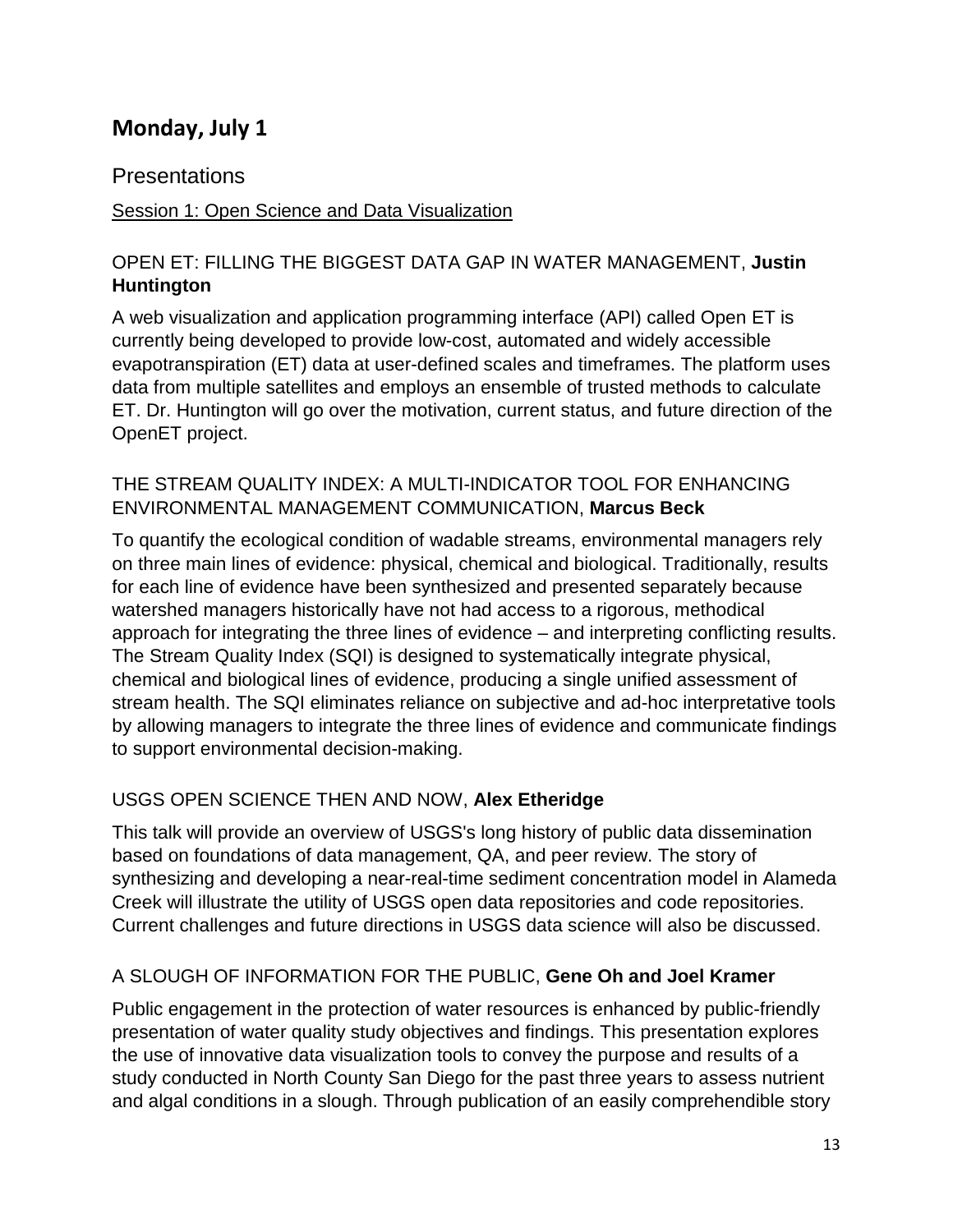## Monday, July 1

### Presentations

Session 1: Open Science and Data Visualization

#### OPEN ET: FILLING THE BIGGEST DATA GAP IN WATER MANAGEMENT, **Justin Huntington**

A web visualization and application programming interface (API) called Open ET is currently being developed to provide low-cost, automated and widely accessible evapotranspiration (ET) data at user-defined scales and timeframes. The platform uses data from multiple satellites and employs an ensemble of trusted methods to calculate ET. Dr. Huntington will go over the motivation, current status, and future direction of the OpenET project.

#### THE STREAM QUALITY INDEX: A MULTI-INDICATOR TOOL FOR ENHANCING ENVIRONMENTAL MANAGEMENT COMMUNICATION, **Marcus Beck**

To quantify the ecological condition of wadable streams, environmental managers rely on three main lines of evidence: physical, chemical and biological. Traditionally, results for each line of evidence have been synthesized and presented separately because watershed managers historically have not had access to a rigorous, methodical approach for integrating the three lines of evidence – and interpreting conflicting results. The Stream Quality Index (SQI) is designed to systematically integrate physical, chemical and biological lines of evidence, producing a single unified assessment of stream health. The SQI eliminates reliance on subjective and ad-hoc interpretative tools by allowing managers to integrate the three lines of evidence and communicate findings to support environmental decision-making.

#### USGS OPEN SCIENCE THEN AND NOW, **Alex Etheridge**

This talk will provide an overview of USGS's long history of public data dissemination based on foundations of data management, QA, and peer review. The story of synthesizing and developing a near-real-time sediment concentration model in Alameda Creek will illustrate the utility of USGS open data repositories and code repositories. Current challenges and future directions in USGS data science will also be discussed.

#### A SLOUGH OF INFORMATION FOR THE PUBLIC, **Gene Oh and Joel Kramer**

Public engagement in the protection of water resources is enhanced by public-friendly presentation of water quality study objectives and findings. This presentation explores the use of innovative data visualization tools to convey the purpose and results of a study conducted in North County San Diego for the past three years to assess nutrient and algal conditions in a slough. Through publication of an easily comprehendible story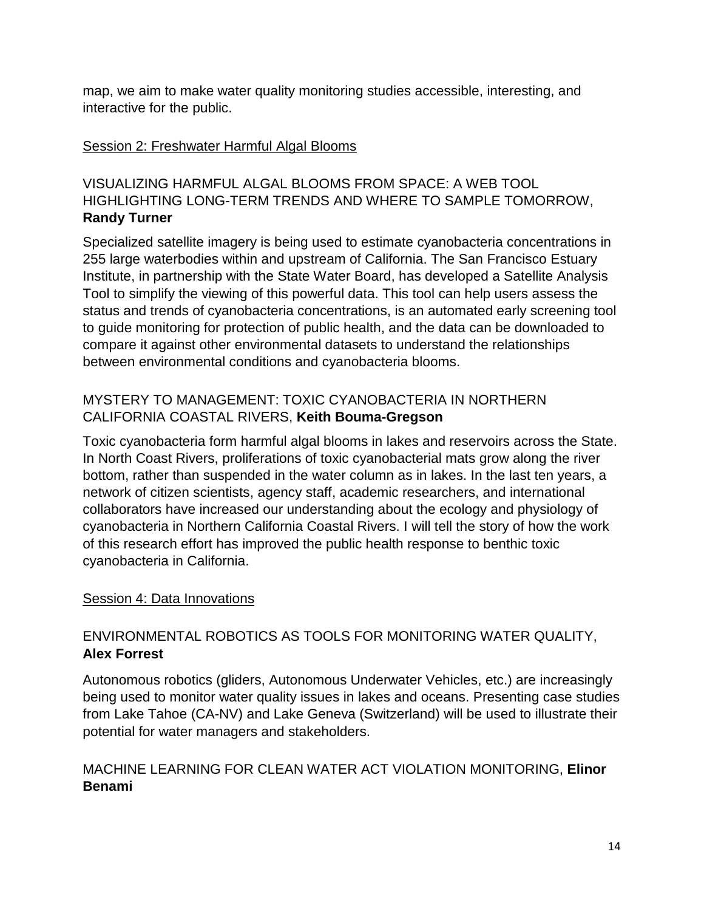map, we aim to make water quality monitoring studies accessible, interesting, and interactive for the public.

## Session 2: Freshwater Harmful Algal Blooms

### VISUALIZING HARMFUL ALGAL BLOOMS FROM SPACE: A WEB TOOL HIGHLIGHTING LONG-TERM TRENDS AND WHERE TO SAMPLE TOMORROW, **Randy Turner**

Specialized satellite imagery is being used to estimate cyanobacteria concentrations in 255 large waterbodies within and upstream of California. The San Francisco Estuary Institute, in partnership with the State Water Board, has developed a Satellite Analysis Tool to simplify the viewing of this powerful data. This tool can help users assess the status and trends of cyanobacteria concentrations, is an automated early screening tool to guide monitoring for protection of public health, and the data can be downloaded to compare it against other environmental datasets to understand the relationships between environmental conditions and cyanobacteria blooms.

### MYSTERY TO MANAGEMENT: TOXIC CYANOBACTERIA IN NORTHERN CALIFORNIA COASTAL RIVERS, **Keith Bouma-Gregson**

Toxic cyanobacteria form harmful algal blooms in lakes and reservoirs across the State. In North Coast Rivers, proliferations of toxic cyanobacterial mats grow along the river bottom, rather than suspended in the water column as in lakes. In the last ten years, a network of citizen scientists, agency staff, academic researchers, and international collaborators have increased our understanding about the ecology and physiology of cyanobacteria in Northern California Coastal Rivers. I will tell the story of how the work of this research effort has improved the public health response to benthic toxic cyanobacteria in California.

## Session 4: Data Innovations

### ENVIRONMENTAL ROBOTICS AS TOOLS FOR MONITORING WATER QUALITY, **Alex Forrest**

Autonomous robotics (gliders, Autonomous Underwater Vehicles, etc.) are increasingly being used to monitor water quality issues in lakes and oceans. Presenting case studies from Lake Tahoe (CA-NV) and Lake Geneva (Switzerland) will be used to illustrate their potential for water managers and stakeholders.

### MACHINE LEARNING FOR CLEAN WATER ACT VIOLATION MONITORING, **Elinor Benami**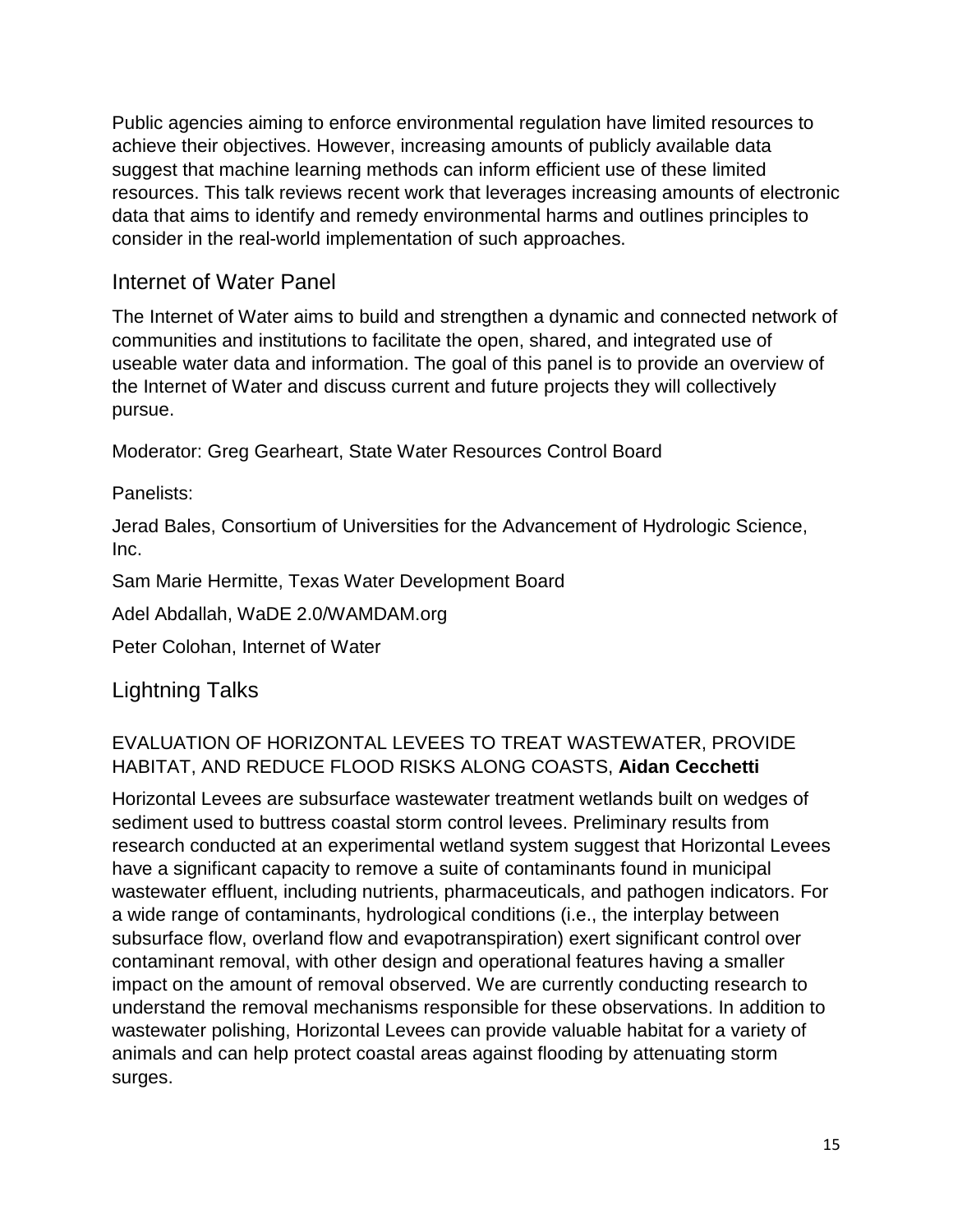Public agencies aiming to enforce environmental regulation have limited resources to achieve their objectives. However, increasing amounts of publicly available data suggest that machine learning methods can inform efficient use of these limited resources. This talk reviews recent work that leverages increasing amounts of electronic data that aims to identify and remedy environmental harms and outlines principles to consider in the real-world implementation of such approaches.

## Internet of Water Panel

The Internet of Water aims to build and strengthen a dynamic and connected network of communities and institutions to facilitate the open, shared, and integrated use of useable water data and information. The goal of this panel is to provide an overview of the Internet of Water and discuss current and future projects they will collectively pursue.

Moderator: Greg Gearheart, State Water Resources Control Board

Panelists:

Jerad Bales, Consortium of Universities for the Advancement of Hydrologic Science, Inc.

Sam Marie Hermitte, Texas Water Development Board

Adel Abdallah, WaDE 2.0/WAMDAM.org

Peter Colohan, Internet of Water

## Lightning Talks

### EVALUATION OF HORIZONTAL LEVEES TO TREAT WASTEWATER, PROVIDE HABITAT, AND REDUCE FLOOD RISKS ALONG COASTS, **Aidan Cecchetti**

Horizontal Levees are subsurface wastewater treatment wetlands built on wedges of sediment used to buttress coastal storm control levees. Preliminary results from research conducted at an experimental wetland system suggest that Horizontal Levees have a significant capacity to remove a suite of contaminants found in municipal wastewater effluent, including nutrients, pharmaceuticals, and pathogen indicators. For a wide range of contaminants, hydrological conditions (i.e., the interplay between subsurface flow, overland flow and evapotranspiration) exert significant control over contaminant removal, with other design and operational features having a smaller impact on the amount of removal observed. We are currently conducting research to understand the removal mechanisms responsible for these observations. In addition to wastewater polishing, Horizontal Levees can provide valuable habitat for a variety of animals and can help protect coastal areas against flooding by attenuating storm surges.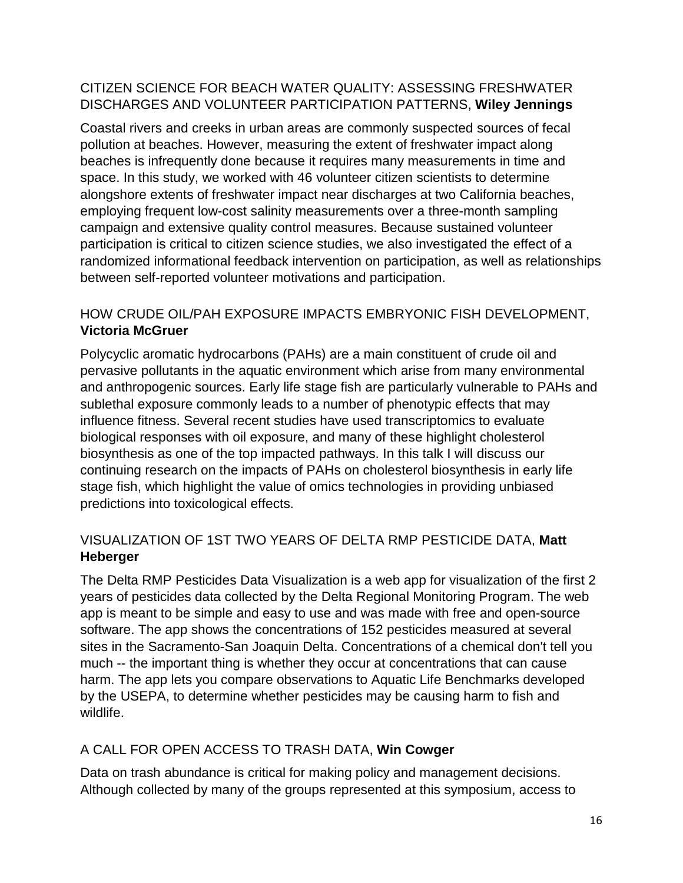### CITIZEN SCIENCE FOR BEACH WATER QUALITY: ASSESSING FRESHWATER DISCHARGES AND VOLUNTEER PARTICIPATION PATTERNS, **Wiley Jennings**

Coastal rivers and creeks in urban areas are commonly suspected sources of fecal pollution at beaches. However, measuring the extent of freshwater impact along beaches is infrequently done because it requires many measurements in time and space. In this study, we worked with 46 volunteer citizen scientists to determine alongshore extents of freshwater impact near discharges at two California beaches, employing frequent low-cost salinity measurements over a three-month sampling campaign and extensive quality control measures. Because sustained volunteer participation is critical to citizen science studies, we also investigated the effect of a randomized informational feedback intervention on participation, as well as relationships between self-reported volunteer motivations and participation.

### HOW CRUDE OIL/PAH EXPOSURE IMPACTS EMBRYONIC FISH DEVELOPMENT, **Victoria McGruer**

Polycyclic aromatic hydrocarbons (PAHs) are a main constituent of crude oil and pervasive pollutants in the aquatic environment which arise from many environmental and anthropogenic sources. Early life stage fish are particularly vulnerable to PAHs and sublethal exposure commonly leads to a number of phenotypic effects that may influence fitness. Several recent studies have used transcriptomics to evaluate biological responses with oil exposure, and many of these highlight cholesterol biosynthesis as one of the top impacted pathways. In this talk I will discuss our continuing research on the impacts of PAHs on cholesterol biosynthesis in early life stage fish, which highlight the value of omics technologies in providing unbiased predictions into toxicological effects.

### VISUALIZATION OF 1ST TWO YEARS OF DELTA RMP PESTICIDE DATA, **Matt Heberger**

The Delta RMP Pesticides Data Visualization is a web app for visualization of the first 2 years of pesticides data collected by the Delta Regional Monitoring Program. The web app is meant to be simple and easy to use and was made with free and open-source software. The app shows the concentrations of 152 pesticides measured at several sites in the Sacramento-San Joaquin Delta. Concentrations of a chemical don't tell you much -- the important thing is whether they occur at concentrations that can cause harm. The app lets you compare observations to Aquatic Life Benchmarks developed by the USEPA, to determine whether pesticides may be causing harm to fish and wildlife.

### A CALL FOR OPEN ACCESS TO TRASH DATA, **Win Cowger**

Data on trash abundance is critical for making policy and management decisions. Although collected by many of the groups represented at this symposium, access to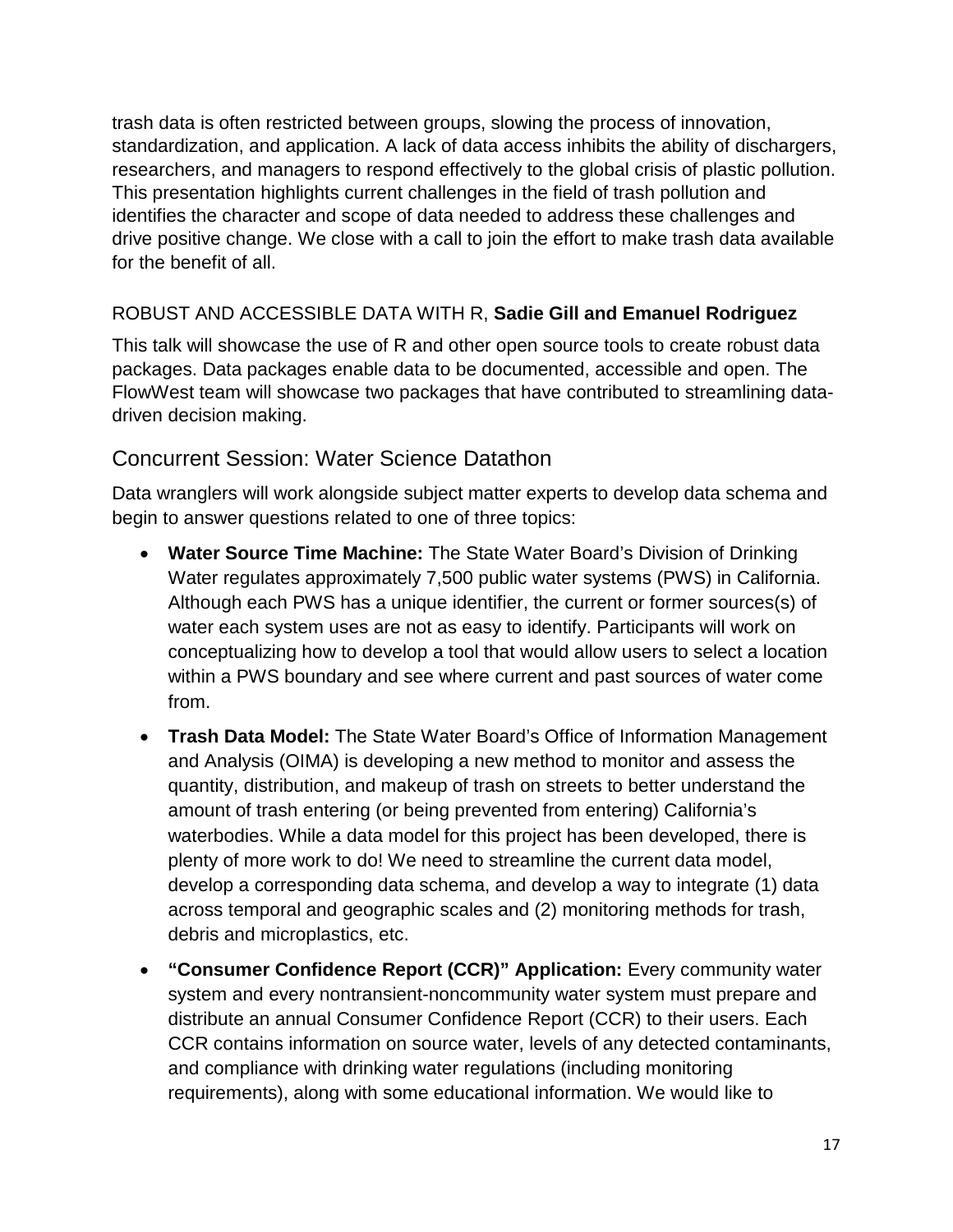trash data is often restricted between groups, slowing the process of innovation, standardization, and application. A lack of data access inhibits the ability of dischargers, researchers, and managers to respond effectively to the global crisis of plastic pollution. This presentation highlights current challenges in the field of trash pollution and identifies the character and scope of data needed to address these challenges and drive positive change. We close with a call to join the effort to make trash data available for the benefit of all.

### ROBUST AND ACCESSIBLE DATA WITH R, **Sadie Gill and Emanuel Rodriguez**

This talk will showcase the use of R and other open source tools to create robust data packages. Data packages enable data to be documented, accessible and open. The FlowWest team will showcase two packages that have contributed to streamlining data-driven decision making.

## Concurrent Session: Water Science Datathon

Data wranglers will work alongside subject matter experts to develop data schema and begin to answer questions related to one of three topics:

- **Water Source Time Machine:** The State Water Board's Division of Drinking Water regulates approximately 7,500 public water systems (PWS) in California. Although each PWS has a unique identifier, the current or former sources(s) of water each system uses are not as easy to identify. Participants will work on conceptualizing how to develop a tool that would allow users to select a location within a PWS boundary and see where current and past sources of water come from.
- **Trash Data Model:** The State Water Board's Office of Information Management and Analysis (OIMA) is developing a new method to monitor and assess the quantity, distribution, and makeup of trash on streets to better understand the amount of trash entering (or being prevented from entering) California's waterbodies. While a data model for this project has been developed, there is plenty of more work to do! We need to streamline the current data model, develop a corresponding data schema, and develop a way to integrate (1) data across temporal and geographic scales and (2) monitoring methods for trash, debris and microplastics, etc.
- **"Consumer Confidence Report (CCR)" Application:** Every community water system and every nontransient-noncommunity water system must prepare and distribute an annual Consumer Confidence Report (CCR) to their users. Each CCR contains information on source water, levels of any detected contaminants, and compliance with drinking water regulations (including monitoring requirements), along with some educational information. We would like to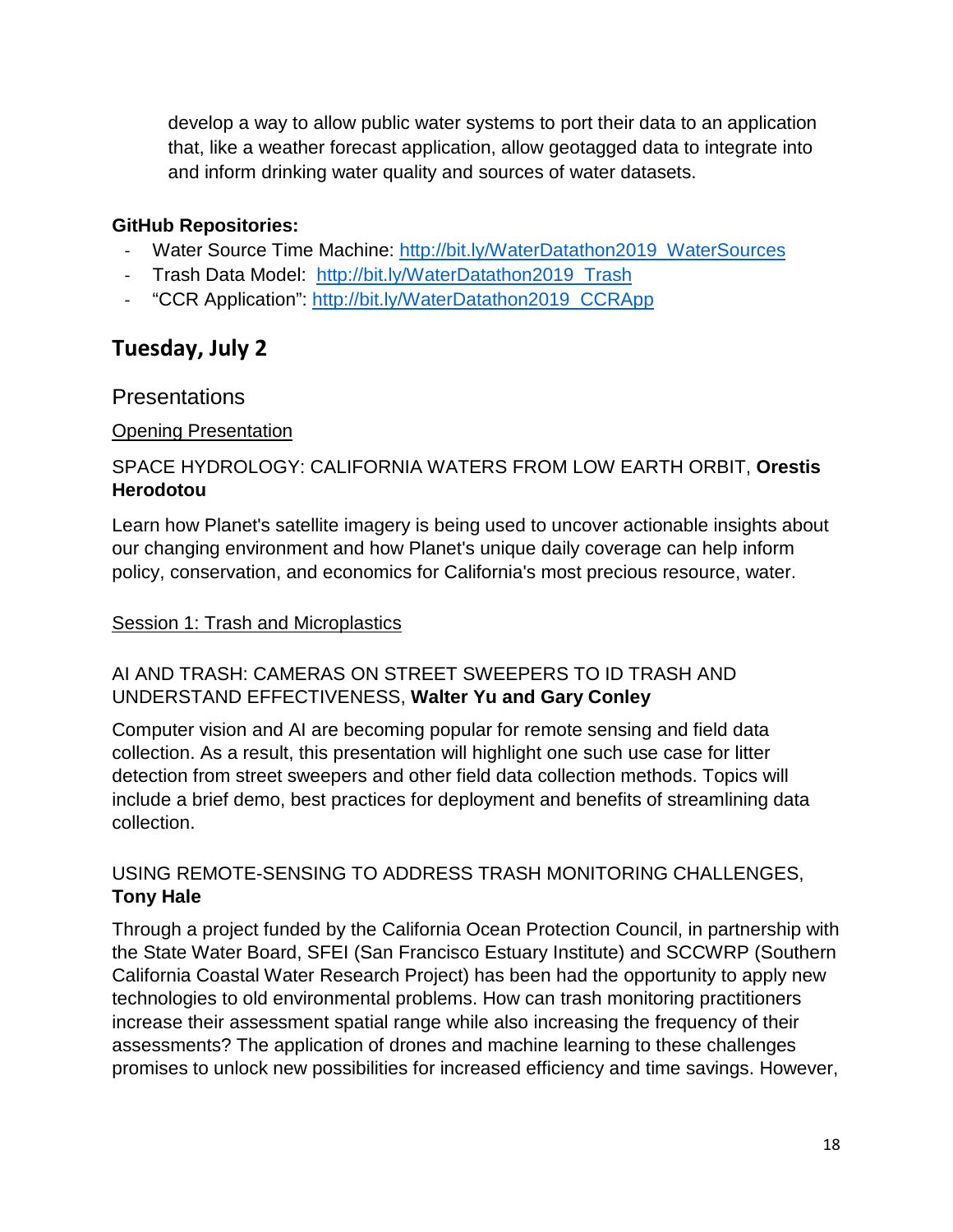develop a way to allow public water systems to port their data to an application that, like a weather forecast application, allow geotagged data to integrate into and inform drinking water quality and sources of water datasets.

**GitHub Repositories:**

- Water Source Time Machine: [http://bit.ly/WaterDatathon2019_WaterSources](http://bit.ly/WaterDatathon2019_WaterSources)
- Trash Data Model: [http://bit.ly/WaterDatathon2019_Trash](http://bit.ly/WaterDatathon2019_Trash)
- "CCR Application": [http://bit.ly/WaterDatathon2019_CCRApp](http://bit.ly/WaterDatathon2019_CCRApp)

## Tuesday, July 2

### Presentations

Opening Presentation

SPACE HYDROLOGY: CALIFORNIA WATERS FROM LOW EARTH ORBIT, **Orestis Herodotou**

Learn how Planet's satellite imagery is being used to uncover actionable insights about our changing environment and how Planet's unique daily coverage can help inform policy, conservation, and economics for California's most precious resource, water.

Session 1: Trash and Microplastics

AI AND TRASH: CAMERAS ON STREET SWEEPERS TO ID TRASH AND UNDERSTAND EFFECTIVENESS, **Walter Yu and Gary Conley**

Computer vision and AI are becoming popular for remote sensing and field data collection. As a result, this presentation will highlight one such use case for litter detection from street sweepers and other field data collection methods. Topics will include a brief demo, best practices for deployment and benefits of streamlining data collection.

USING REMOTE-SENSING TO ADDRESS TRASH MONITORING CHALLENGES, **Tony Hale**

Through a project funded by the California Ocean Protection Council, in partnership with the State Water Board, SFEI (San Francisco Estuary Institute) and SCCWRP (Southern California Coastal Water Research Project) has been had the opportunity to apply new technologies to old environmental problems. How can trash monitoring practitioners increase their assessment spatial range while also increasing the frequency of their assessments? The application of drones and machine learning to these challenges promises to unlock new possibilities for increased efficiency and time savings. However,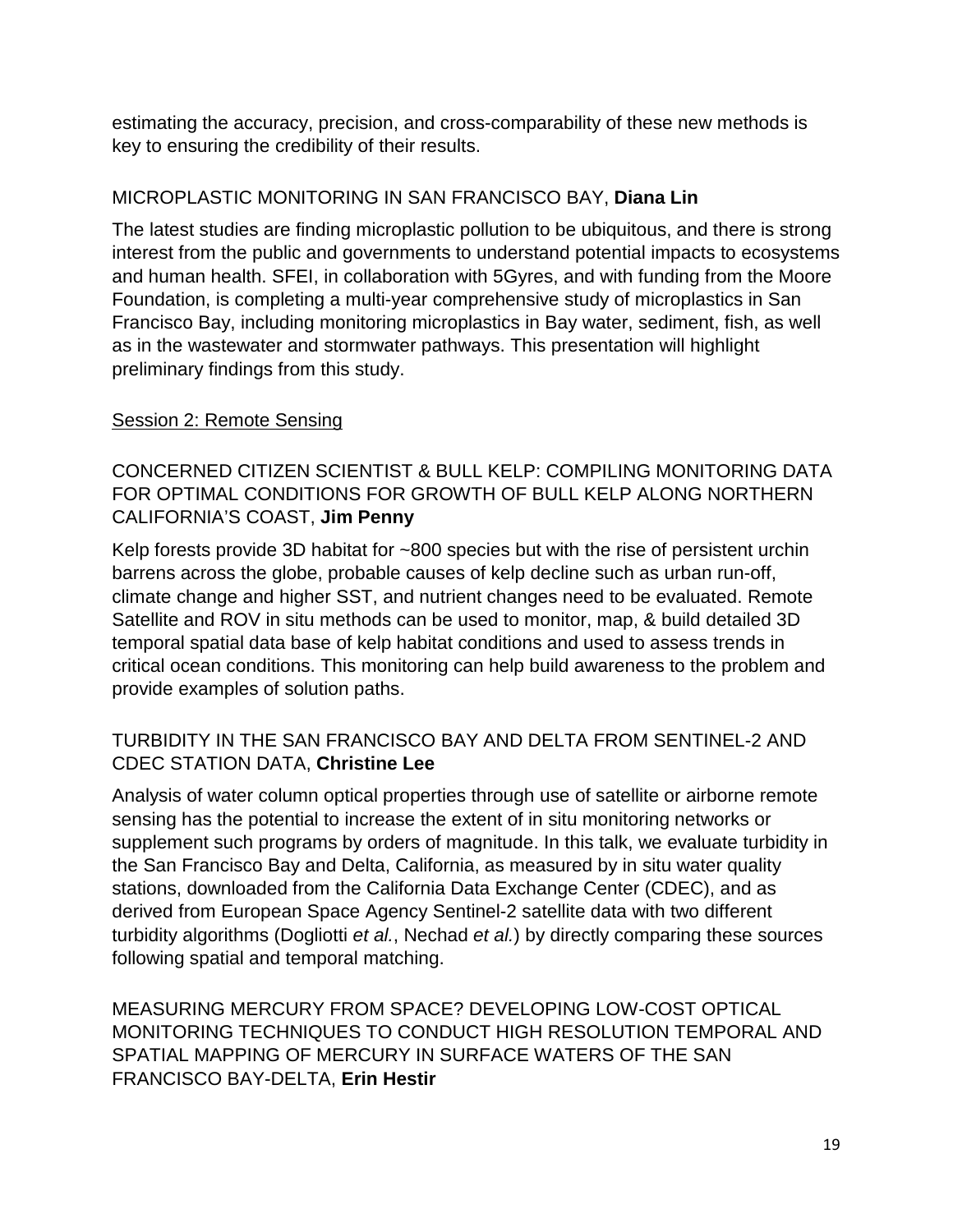estimating the accuracy, precision, and cross-comparability of these new methods is key to ensuring the credibility of their results.

MICROPLASTIC MONITORING IN SAN FRANCISCO BAY, **Diana Lin**

The latest studies are finding microplastic pollution to be ubiquitous, and there is strong interest from the public and governments to understand potential impacts to ecosystems and human health. SFEI, in collaboration with 5Gyres, and with funding from the Moore Foundation, is completing a multi-year comprehensive study of microplastics in San Francisco Bay, including monitoring microplastics in Bay water, sediment, fish, as well as in the wastewater and stormwater pathways. This presentation will highlight preliminary findings from this study.

## Session 2: Remote Sensing

CONCERNED CITIZEN SCIENTIST & BULL KELP: COMPILING MONITORING DATA FOR OPTIMAL CONDITIONS FOR GROWTH OF BULL KELP ALONG NORTHERN CALIFORNIA'S COAST, **Jim Penny**

Kelp forests provide 3D habitat for ~800 species but with the rise of persistent urchin barrens across the globe, probable causes of kelp decline such as urban run-off, climate change and higher SST, and nutrient changes need to be evaluated. Remote Satellite and ROV in situ methods can be used to monitor, map, & build detailed 3D temporal spatial data base of kelp habitat conditions and used to assess trends in critical ocean conditions. This monitoring can help build awareness to the problem and provide examples of solution paths.

TURBIDITY IN THE SAN FRANCISCO BAY AND DELTA FROM SENTINEL-2 AND CDEC STATION DATA, **Christine Lee**

Analysis of water column optical properties through use of satellite or airborne remote sensing has the potential to increase the extent of in situ monitoring networks or supplement such programs by orders of magnitude. In this talk, we evaluate turbidity in the San Francisco Bay and Delta, California, as measured by in situ water quality stations, downloaded from the California Data Exchange Center (CDEC), and as derived from European Space Agency Sentinel-2 satellite data with two different turbidity algorithms (Dogliotti *et al.*, Nechad *et al.*) by directly comparing these sources following spatial and temporal matching.

MEASURING MERCURY FROM SPACE? DEVELOPING LOW-COST OPTICAL MONITORING TECHNIQUES TO CONDUCT HIGH RESOLUTION TEMPORAL AND SPATIAL MAPPING OF MERCURY IN SURFACE WATERS OF THE SAN FRANCISCO BAY-DELTA, **Erin Hestir**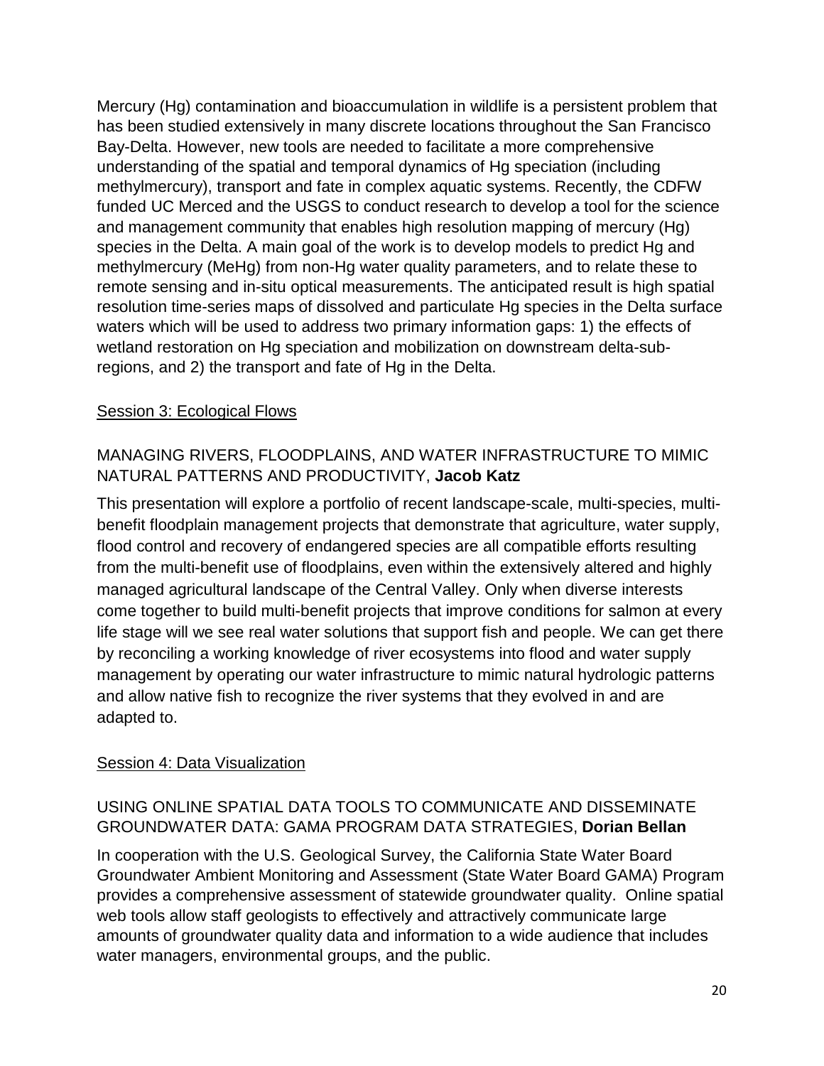Mercury (Hg) contamination and bioaccumulation in wildlife is a persistent problem that has been studied extensively in many discrete locations throughout the San Francisco Bay-Delta. However, new tools are needed to facilitate a more comprehensive understanding of the spatial and temporal dynamics of Hg speciation (including methylmercury), transport and fate in complex aquatic systems. Recently, the CDFW funded UC Merced and the USGS to conduct research to develop a tool for the science and management community that enables high resolution mapping of mercury (Hg) species in the Delta. A main goal of the work is to develop models to predict Hg and methylmercury (MeHg) from non-Hg water quality parameters, and to relate these to remote sensing and in-situ optical measurements. The anticipated result is high spatial resolution time-series maps of dissolved and particulate Hg species in the Delta surface waters which will be used to address two primary information gaps: 1) the effects of wetland restoration on Hg speciation and mobilization on downstream delta-sub-regions, and 2) the transport and fate of Hg in the Delta.

## Session 3: Ecological Flows

### MANAGING RIVERS, FLOODPLAINS, AND WATER INFRASTRUCTURE TO MIMIC NATURAL PATTERNS AND PRODUCTIVITY, **Jacob Katz**

This presentation will explore a portfolio of recent landscape-scale, multi-species, multi-benefit floodplain management projects that demonstrate that agriculture, water supply, flood control and recovery of endangered species are all compatible efforts resulting from the multi-benefit use of floodplains, even within the extensively altered and highly managed agricultural landscape of the Central Valley. Only when diverse interests come together to build multi-benefit projects that improve conditions for salmon at every life stage will we see real water solutions that support fish and people. We can get there by reconciling a working knowledge of river ecosystems into flood and water supply management by operating our water infrastructure to mimic natural hydrologic patterns and allow native fish to recognize the river systems that they evolved in and are adapted to.

## Session 4: Data Visualization

### USING ONLINE SPATIAL DATA TOOLS TO COMMUNICATE AND DISSEMINATE GROUNDWATER DATA: GAMA PROGRAM DATA STRATEGIES, **Dorian Bellan**

In cooperation with the U.S. Geological Survey, the California State Water Board Groundwater Ambient Monitoring and Assessment (State Water Board GAMA) Program provides a comprehensive assessment of statewide groundwater quality. Online spatial web tools allow staff geologists to effectively and attractively communicate large amounts of groundwater quality data and information to a wide audience that includes water managers, environmental groups, and the public.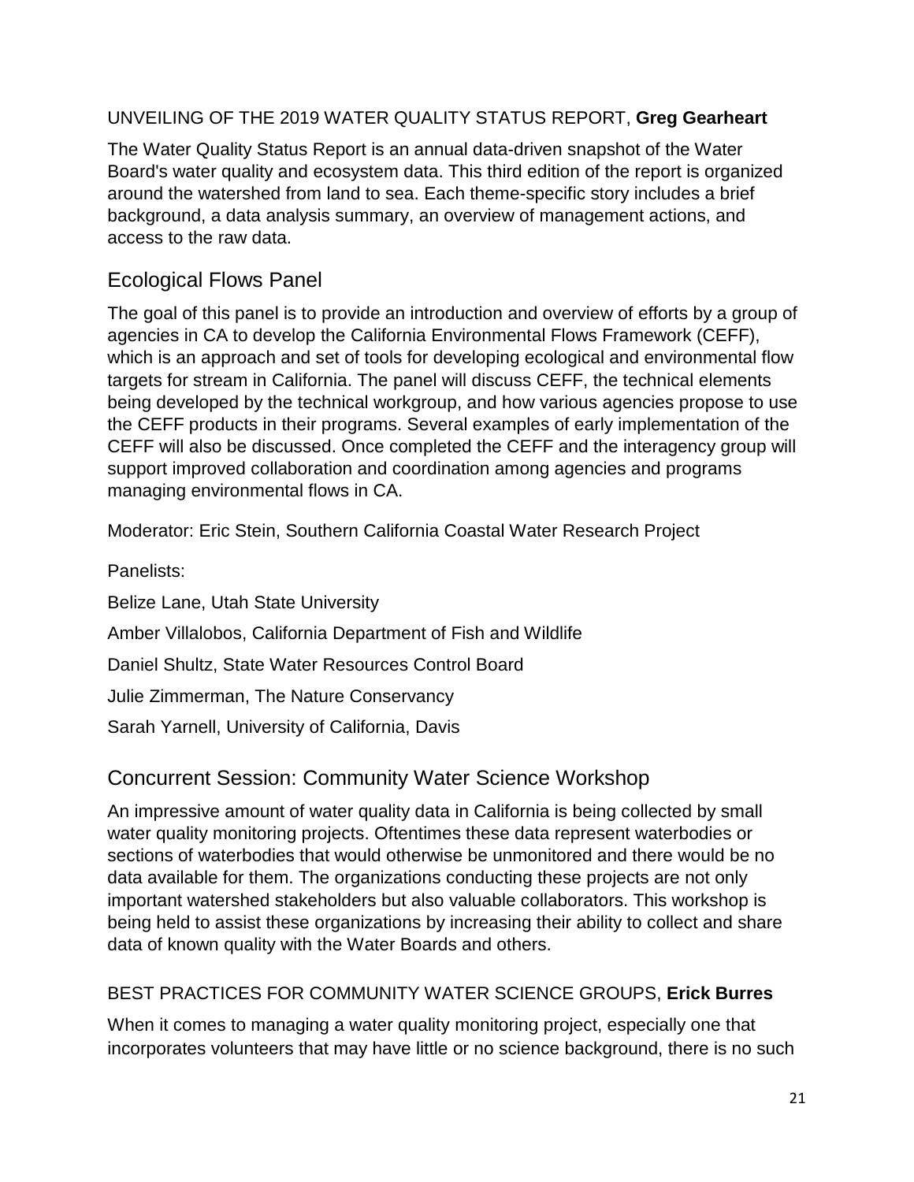UNVEILING OF THE 2019 WATER QUALITY STATUS REPORT, **Greg Gearheart**

The Water Quality Status Report is an annual data-driven snapshot of the Water Board's water quality and ecosystem data. This third edition of the report is organized around the watershed from land to sea. Each theme-specific story includes a brief background, a data analysis summary, an overview of management actions, and access to the raw data.

## Ecological Flows Panel

The goal of this panel is to provide an introduction and overview of efforts by a group of agencies in CA to develop the California Environmental Flows Framework (CEFF), which is an approach and set of tools for developing ecological and environmental flow targets for stream in California. The panel will discuss CEFF, the technical elements being developed by the technical workgroup, and how various agencies propose to use the CEFF products in their programs. Several examples of early implementation of the CEFF will also be discussed. Once completed the CEFF and the interagency group will support improved collaboration and coordination among agencies and programs managing environmental flows in CA.

Moderator: Eric Stein, Southern California Coastal Water Research Project

Panelists:

Belize Lane, Utah State University

Amber Villalobos, California Department of Fish and Wildlife

Daniel Shultz, State Water Resources Control Board

Julie Zimmerman, The Nature Conservancy

Sarah Yarnell, University of California, Davis

## Concurrent Session: Community Water Science Workshop

An impressive amount of water quality data in California is being collected by small water quality monitoring projects. Oftentimes these data represent waterbodies or sections of waterbodies that would otherwise be unmonitored and there would be no data available for them. The organizations conducting these projects are not only important watershed stakeholders but also valuable collaborators. This workshop is being held to assist these organizations by increasing their ability to collect and share data of known quality with the Water Boards and others.

BEST PRACTICES FOR COMMUNITY WATER SCIENCE GROUPS, **Erick Burres**

When it comes to managing a water quality monitoring project, especially one that incorporates volunteers that may have little or no science background, there is no such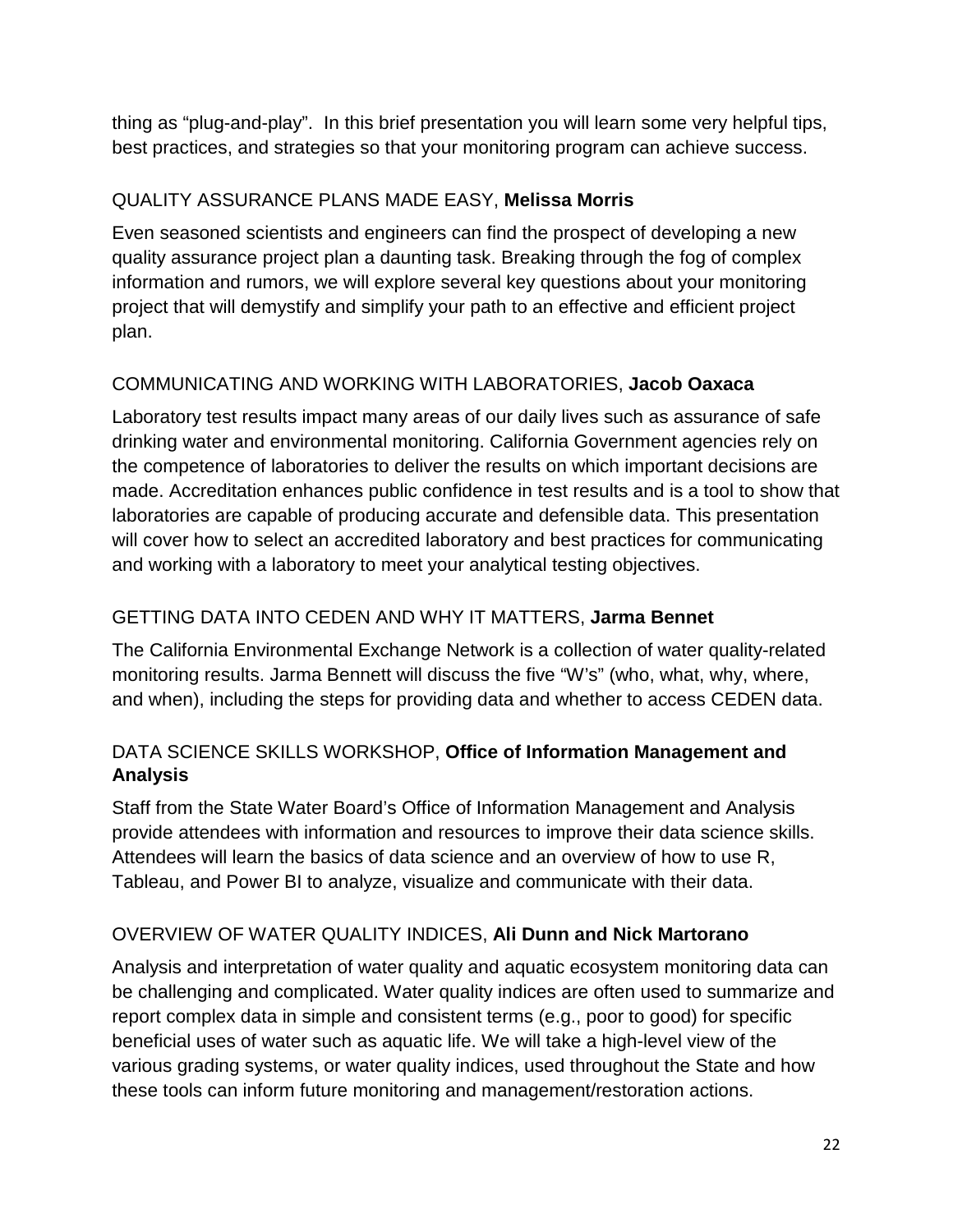thing as “plug-and-play”. In this brief presentation you will learn some very helpful tips, best practices, and strategies so that your monitoring program can achieve success.

### QUALITY ASSURANCE PLANS MADE EASY, **Melissa Morris**

Even seasoned scientists and engineers can find the prospect of developing a new quality assurance project plan a daunting task. Breaking through the fog of complex information and rumors, we will explore several key questions about your monitoring project that will demystify and simplify your path to an effective and efficient project plan.

### COMMUNICATING AND WORKING WITH LABORATORIES, **Jacob Oaxaca**

Laboratory test results impact many areas of our daily lives such as assurance of safe drinking water and environmental monitoring. California Government agencies rely on the competence of laboratories to deliver the results on which important decisions are made. Accreditation enhances public confidence in test results and is a tool to show that laboratories are capable of producing accurate and defensible data. This presentation will cover how to select an accredited laboratory and best practices for communicating and working with a laboratory to meet your analytical testing objectives.

### GETTING DATA INTO CEDEN AND WHY IT MATTERS, **Jarma Bennet**

The California Environmental Exchange Network is a collection of water quality-related monitoring results. Jarma Bennett will discuss the five “W’s” (who, what, why, where, and when), including the steps for providing data and whether to access CEDEN data.

### DATA SCIENCE SKILLS WORKSHOP, **Office of Information Management and Analysis**

Staff from the State Water Board’s Office of Information Management and Analysis provide attendees with information and resources to improve their data science skills. Attendees will learn the basics of data science and an overview of how to use R, Tableau, and Power BI to analyze, visualize and communicate with their data.

### OVERVIEW OF WATER QUALITY INDICES, **Ali Dunn and Nick Martorano**

Analysis and interpretation of water quality and aquatic ecosystem monitoring data can be challenging and complicated. Water quality indices are often used to summarize and report complex data in simple and consistent terms (e.g., poor to good) for specific beneficial uses of water such as aquatic life. We will take a high-level view of the various grading systems, or water quality indices, used throughout the State and how these tools can inform future monitoring and management/restoration actions.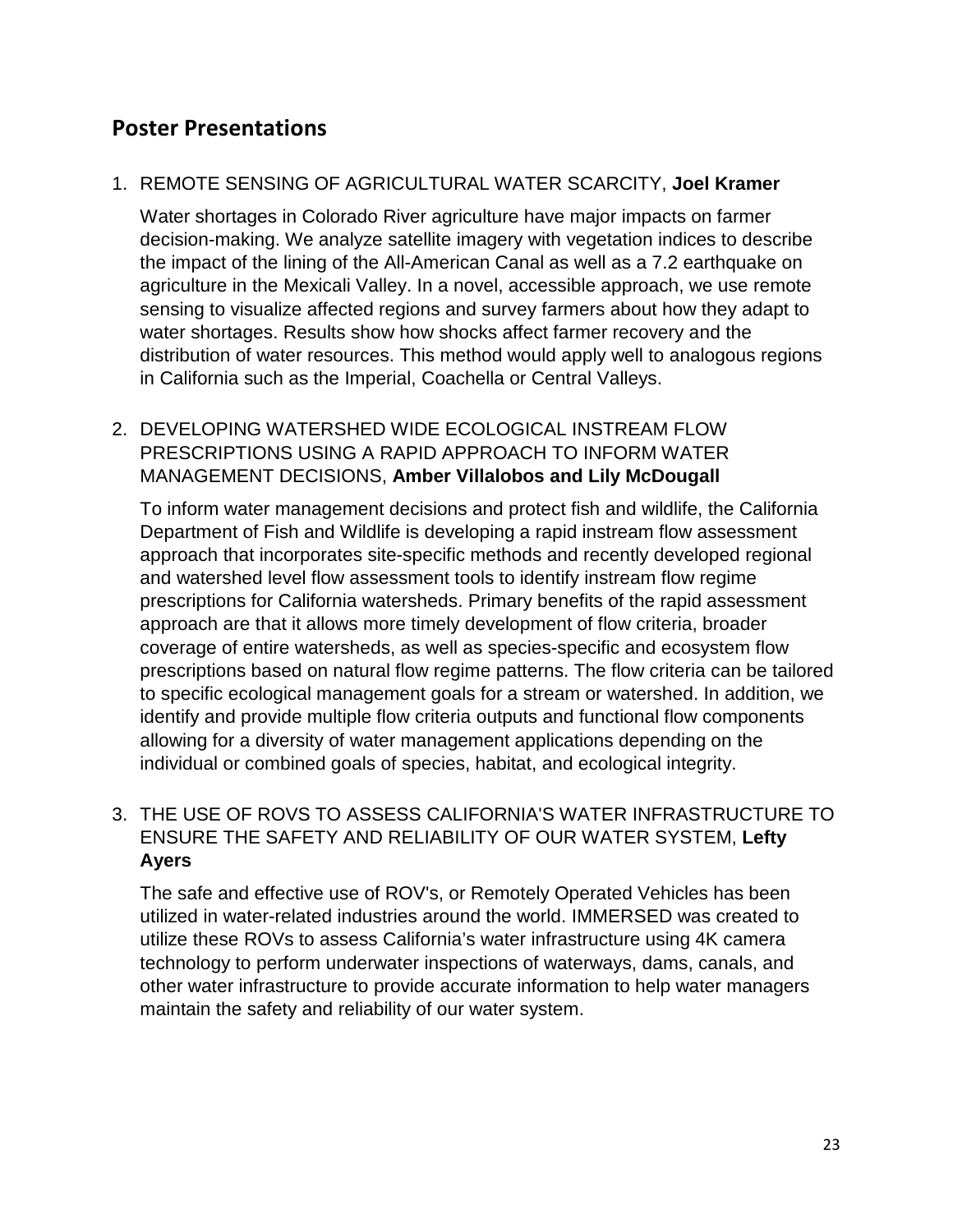## Poster Presentations

1. REMOTE SENSING OF AGRICULTURAL WATER SCARCITY, **Joel Kramer**

   Water shortages in Colorado River agriculture have major impacts on farmer decision-making. We analyze satellite imagery with vegetation indices to describe the impact of the lining of the All-American Canal as well as a 7.2 earthquake on agriculture in the Mexicali Valley. In a novel, accessible approach, we use remote sensing to visualize affected regions and survey farmers about how they adapt to water shortages. Results show how shocks affect farmer recovery and the distribution of water resources. This method would apply well to analogous regions in California such as the Imperial, Coachella or Central Valleys.

2. DEVELOPING WATERSHED WIDE ECOLOGICAL INSTREAM FLOW PRESCRIPTIONS USING A RAPID APPROACH TO INFORM WATER MANAGEMENT DECISIONS, **Amber Villalobos and Lily McDougall**

   To inform water management decisions and protect fish and wildlife, the California Department of Fish and Wildlife is developing a rapid instream flow assessment approach that incorporates site-specific methods and recently developed regional and watershed level flow assessment tools to identify instream flow regime prescriptions for California watersheds. Primary benefits of the rapid assessment approach are that it allows more timely development of flow criteria, broader coverage of entire watersheds, as well as species-specific and ecosystem flow prescriptions based on natural flow regime patterns. The flow criteria can be tailored to specific ecological management goals for a stream or watershed. In addition, we identify and provide multiple flow criteria outputs and functional flow components allowing for a diversity of water management applications depending on the individual or combined goals of species, habitat, and ecological integrity.

3. THE USE OF ROVS TO ASSESS CALIFORNIA'S WATER INFRASTRUCTURE TO ENSURE THE SAFETY AND RELIABILITY OF OUR WATER SYSTEM, **Lefty Ayers**

   The safe and effective use of ROV's, or Remotely Operated Vehicles has been utilized in water-related industries around the world. IMMERSED was created to utilize these ROVs to assess California's water infrastructure using 4K camera technology to perform underwater inspections of waterways, dams, canals, and other water infrastructure to provide accurate information to help water managers maintain the safety and reliability of our water system.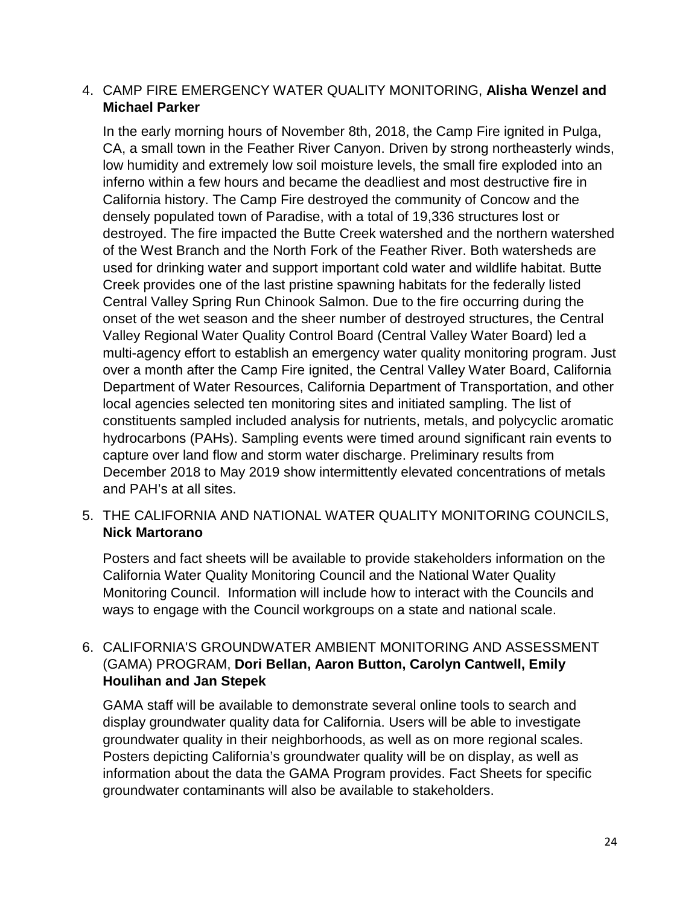4. CAMP FIRE EMERGENCY WATER QUALITY MONITORING, **Alisha Wenzel and Michael Parker**

   In the early morning hours of November 8th, 2018, the Camp Fire ignited in Pulga, CA, a small town in the Feather River Canyon. Driven by strong northeasterly winds, low humidity and extremely low soil moisture levels, the small fire exploded into an inferno within a few hours and became the deadliest and most destructive fire in California history. The Camp Fire destroyed the community of Concow and the densely populated town of Paradise, with a total of 19,336 structures lost or destroyed. The fire impacted the Butte Creek watershed and the northern watershed of the West Branch and the North Fork of the Feather River. Both watersheds are used for drinking water and support important cold water and wildlife habitat. Butte Creek provides one of the last pristine spawning habitats for the federally listed Central Valley Spring Run Chinook Salmon. Due to the fire occurring during the onset of the wet season and the sheer number of destroyed structures, the Central Valley Regional Water Quality Control Board (Central Valley Water Board) led a multi-agency effort to establish an emergency water quality monitoring program. Just over a month after the Camp Fire ignited, the Central Valley Water Board, California Department of Water Resources, California Department of Transportation, and other local agencies selected ten monitoring sites and initiated sampling. The list of constituents sampled included analysis for nutrients, metals, and polycyclic aromatic hydrocarbons (PAHs). Sampling events were timed around significant rain events to capture over land flow and storm water discharge. Preliminary results from December 2018 to May 2019 show intermittently elevated concentrations of metals and PAH's at all sites.

5. THE CALIFORNIA AND NATIONAL WATER QUALITY MONITORING COUNCILS, **Nick Martorano**

   Posters and fact sheets will be available to provide stakeholders information on the California Water Quality Monitoring Council and the National Water Quality Monitoring Council. Information will include how to interact with the Councils and ways to engage with the Council workgroups on a state and national scale.

6. CALIFORNIA'S GROUNDWATER AMBIENT MONITORING AND ASSESSMENT (GAMA) PROGRAM, **Dori Bellan, Aaron Button, Carolyn Cantwell, Emily Houlihan and Jan Stepek**

   GAMA staff will be available to demonstrate several online tools to search and display groundwater quality data for California. Users will be able to investigate groundwater quality in their neighborhoods, as well as on more regional scales. Posters depicting California's groundwater quality will be on display, as well as information about the data the GAMA Program provides. Fact Sheets for specific groundwater contaminants will also be available to stakeholders.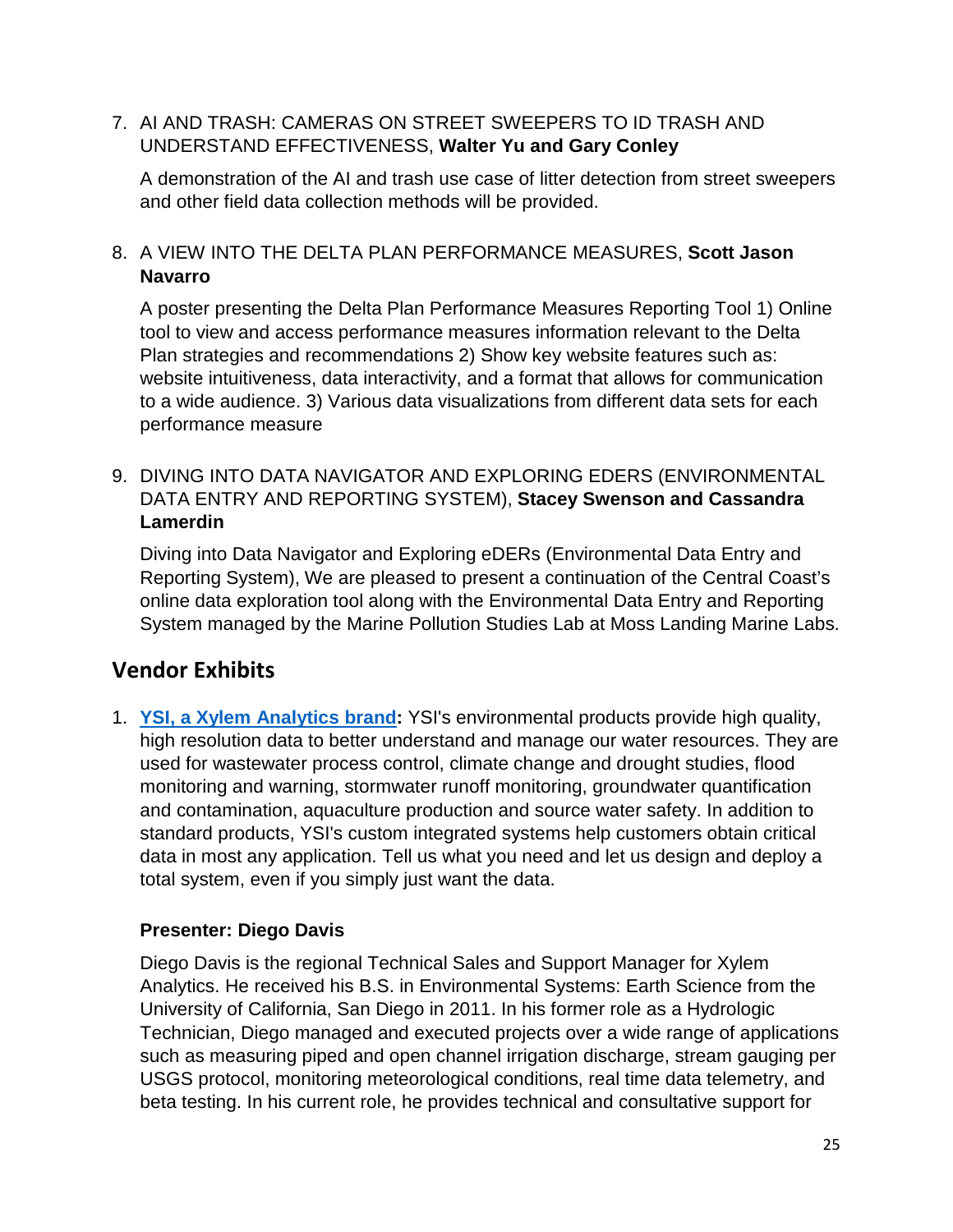7. AI AND TRASH: CAMERAS ON STREET SWEEPERS TO ID TRASH AND UNDERSTAND EFFECTIVENESS, **Walter Yu and Gary Conley**

   A demonstration of the AI and trash use case of litter detection from street sweepers and other field data collection methods will be provided.

8. A VIEW INTO THE DELTA PLAN PERFORMANCE MEASURES, **Scott Jason Navarro**

   A poster presenting the Delta Plan Performance Measures Reporting Tool 1) Online tool to view and access performance measures information relevant to the Delta Plan strategies and recommendations 2) Show key website features such as: website intuitiveness, data interactivity, and a format that allows for communication to a wide audience. 3) Various data visualizations from different data sets for each performance measure

9. DIVING INTO DATA NAVIGATOR AND EXPLORING EDERS (ENVIRONMENTAL DATA ENTRY AND REPORTING SYSTEM), **Stacey Swenson and Cassandra Lamerdin**

   Diving into Data Navigator and Exploring eDERs (Environmental Data Entry and Reporting System), We are pleased to present a continuation of the Central Coast's online data exploration tool along with the Environmental Data Entry and Reporting System managed by the Marine Pollution Studies Lab at Moss Landing Marine Labs.

## Vendor Exhibits

1. **YSI, a Xylem Analytics brand:** YSI's environmental products provide high quality, high resolution data to better understand and manage our water resources. They are used for wastewater process control, climate change and drought studies, flood monitoring and warning, stormwater runoff monitoring, groundwater quantification and contamination, aquaculture production and source water safety. In addition to standard products, YSI's custom integrated systems help customers obtain critical data in most any application. Tell us what you need and let us design and deploy a total system, even if you simply just want the data.

   **Presenter: Diego Davis**

   Diego Davis is the regional Technical Sales and Support Manager for Xylem Analytics. He received his B.S. in Environmental Systems: Earth Science from the University of California, San Diego in 2011. In his former role as a Hydrologic Technician, Diego managed and executed projects over a wide range of applications such as measuring piped and open channel irrigation discharge, stream gauging per USGS protocol, monitoring meteorological conditions, real time data telemetry, and beta testing. In his current role, he provides technical and consultative support for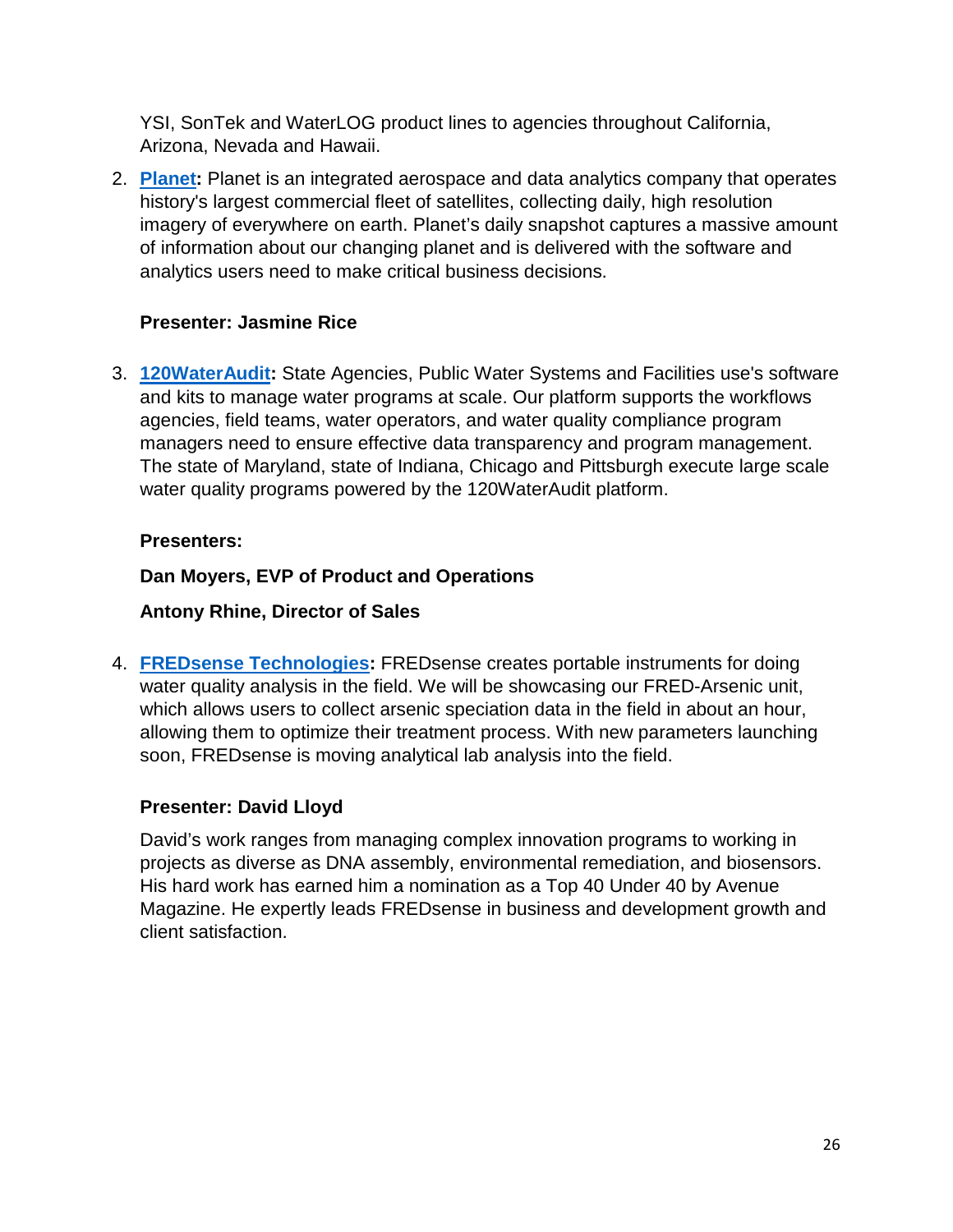YSI, SonTek and WaterLOG product lines to agencies throughout California, Arizona, Nevada and Hawaii.

2. **Planet:** Planet is an integrated aerospace and data analytics company that operates history's largest commercial fleet of satellites, collecting daily, high resolution imagery of everywhere on earth. Planet's daily snapshot captures a massive amount of information about our changing planet and is delivered with the software and analytics users need to make critical business decisions.

   **Presenter: Jasmine Rice**

3. **120WaterAudit:** State Agencies, Public Water Systems and Facilities use's software and kits to manage water programs at scale. Our platform supports the workflows agencies, field teams, water operators, and water quality compliance program managers need to ensure effective data transparency and program management. The state of Maryland, state of Indiana, Chicago and Pittsburgh execute large scale water quality programs powered by the 120WaterAudit platform.

   **Presenters:**

   **Dan Moyers, EVP of Product and Operations**

   **Antony Rhine, Director of Sales**

4. **FREDsense Technologies:** FREDsense creates portable instruments for doing water quality analysis in the field. We will be showcasing our FRED-Arsenic unit, which allows users to collect arsenic speciation data in the field in about an hour, allowing them to optimize their treatment process. With new parameters launching soon, FREDsense is moving analytical lab analysis into the field.

   **Presenter: David Lloyd**

   David's work ranges from managing complex innovation programs to working in projects as diverse as DNA assembly, environmental remediation, and biosensors. His hard work has earned him a nomination as a Top 40 Under 40 by Avenue Magazine. He expertly leads FREDsense in business and development growth and client satisfaction.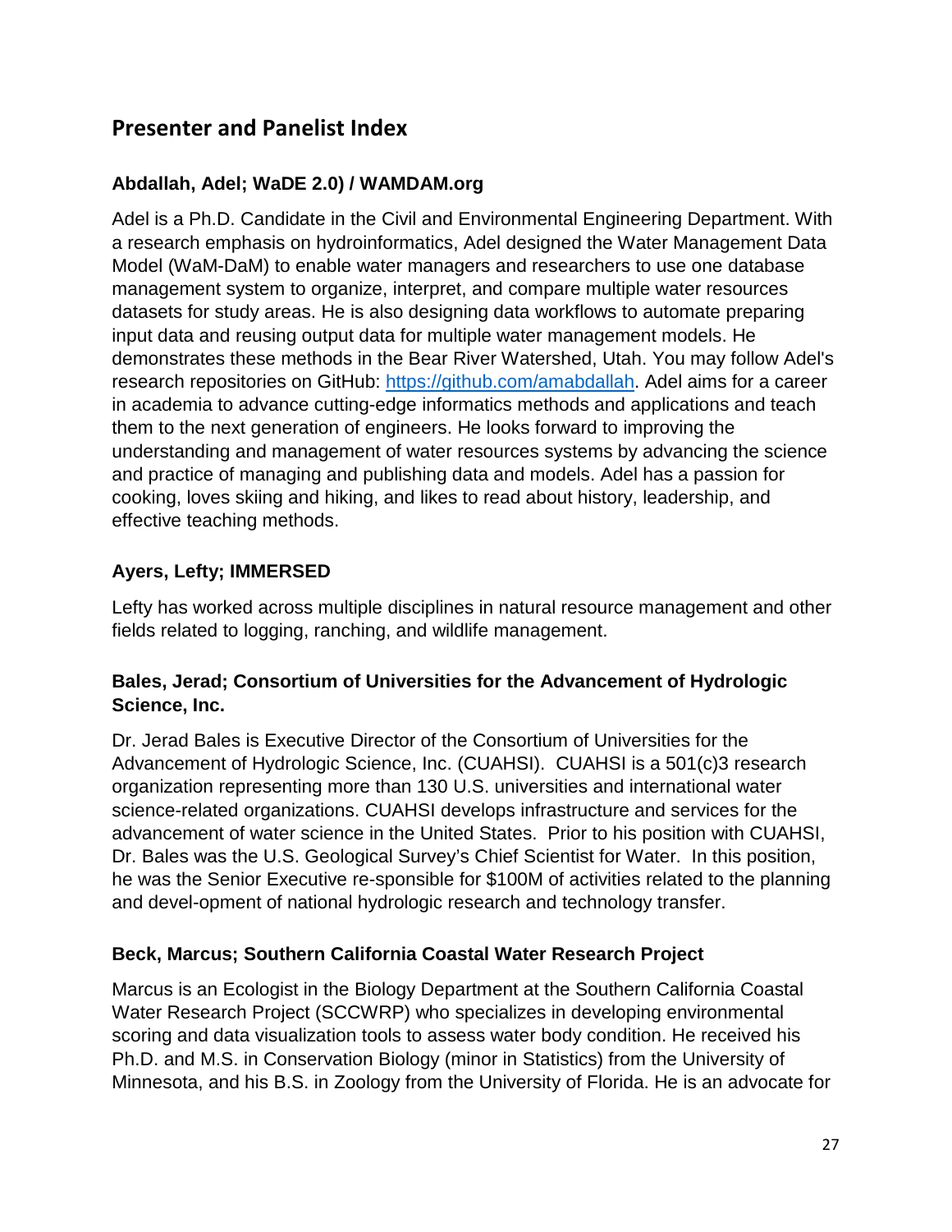## Presenter and Panelist Index

### Abdallah, Adel; WaDE 2.0) / WAMDAM.org

Adel is a Ph.D. Candidate in the Civil and Environmental Engineering Department. With a research emphasis on hydroinformatics, Adel designed the Water Management Data Model (WaM-DaM) to enable water managers and researchers to use one database management system to organize, interpret, and compare multiple water resources datasets for study areas. He is also designing data workflows to automate preparing input data and reusing output data for multiple water management models. He demonstrates these methods in the Bear River Watershed, Utah. You may follow Adel's research repositories on GitHub: [https://github.com/amabdallah](https://github.com/amabdallah). Adel aims for a career in academia to advance cutting-edge informatics methods and applications and teach them to the next generation of engineers. He looks forward to improving the understanding and management of water resources systems by advancing the science and practice of managing and publishing data and models. Adel has a passion for cooking, loves skiing and hiking, and likes to read about history, leadership, and effective teaching methods.

### Ayers, Lefty; IMMERSED

Lefty has worked across multiple disciplines in natural resource management and other fields related to logging, ranching, and wildlife management.

### Bales, Jerad; Consortium of Universities for the Advancement of Hydrologic Science, Inc.

Dr. Jerad Bales is Executive Director of the Consortium of Universities for the Advancement of Hydrologic Science, Inc. (CUAHSI). CUAHSI is a 501(c)3 research organization representing more than 130 U.S. universities and international water science-related organizations. CUAHSI develops infrastructure and services for the advancement of water science in the United States. Prior to his position with CUAHSI, Dr. Bales was the U.S. Geological Survey's Chief Scientist for Water. In this position, he was the Senior Executive re-sponsible for $100M of activities related to the planning and devel-opment of national hydrologic research and technology transfer.

### Beck, Marcus; Southern California Coastal Water Research Project

Marcus is an Ecologist in the Biology Department at the Southern California Coastal Water Research Project (SCCWRP) who specializes in developing environmental scoring and data visualization tools to assess water body condition. He received his Ph.D. and M.S. in Conservation Biology (minor in Statistics) from the University of Minnesota, and his B.S. in Zoology from the University of Florida. He is an advocate for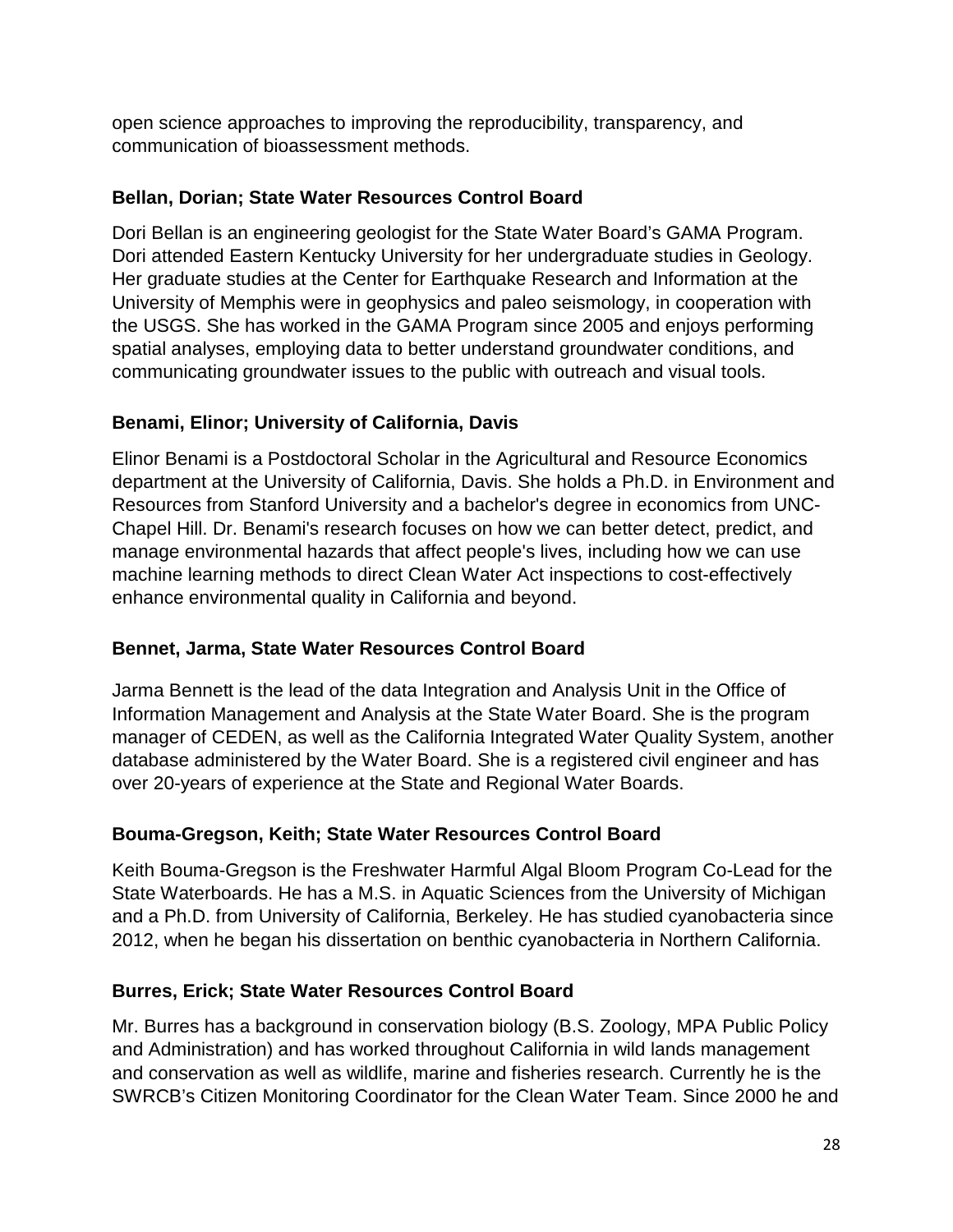open science approaches to improving the reproducibility, transparency, and communication of bioassessment methods.

### Bellan, Dorian; State Water Resources Control Board

Dori Bellan is an engineering geologist for the State Water Board's GAMA Program. Dori attended Eastern Kentucky University for her undergraduate studies in Geology. Her graduate studies at the Center for Earthquake Research and Information at the University of Memphis were in geophysics and paleo seismology, in cooperation with the USGS. She has worked in the GAMA Program since 2005 and enjoys performing spatial analyses, employing data to better understand groundwater conditions, and communicating groundwater issues to the public with outreach and visual tools.

### Benami, Elinor; University of California, Davis

Elinor Benami is a Postdoctoral Scholar in the Agricultural and Resource Economics department at the University of California, Davis. She holds a Ph.D. in Environment and Resources from Stanford University and a bachelor's degree in economics from UNC-Chapel Hill. Dr. Benami's research focuses on how we can better detect, predict, and manage environmental hazards that affect people's lives, including how we can use machine learning methods to direct Clean Water Act inspections to cost-effectively enhance environmental quality in California and beyond.

### Bennet, Jarma, State Water Resources Control Board

Jarma Bennett is the lead of the data Integration and Analysis Unit in the Office of Information Management and Analysis at the State Water Board. She is the program manager of CEDEN, as well as the California Integrated Water Quality System, another database administered by the Water Board. She is a registered civil engineer and has over 20-years of experience at the State and Regional Water Boards.

### Bouma-Gregson, Keith; State Water Resources Control Board

Keith Bouma-Gregson is the Freshwater Harmful Algal Bloom Program Co-Lead for the State Waterboards. He has a M.S. in Aquatic Sciences from the University of Michigan and a Ph.D. from University of California, Berkeley. He has studied cyanobacteria since 2012, when he began his dissertation on benthic cyanobacteria in Northern California.

### Burres, Erick; State Water Resources Control Board

Mr. Burres has a background in conservation biology (B.S. Zoology, MPA Public Policy and Administration) and has worked throughout California in wild lands management and conservation as well as wildlife, marine and fisheries research. Currently he is the SWRCB's Citizen Monitoring Coordinator for the Clean Water Team. Since 2000 he and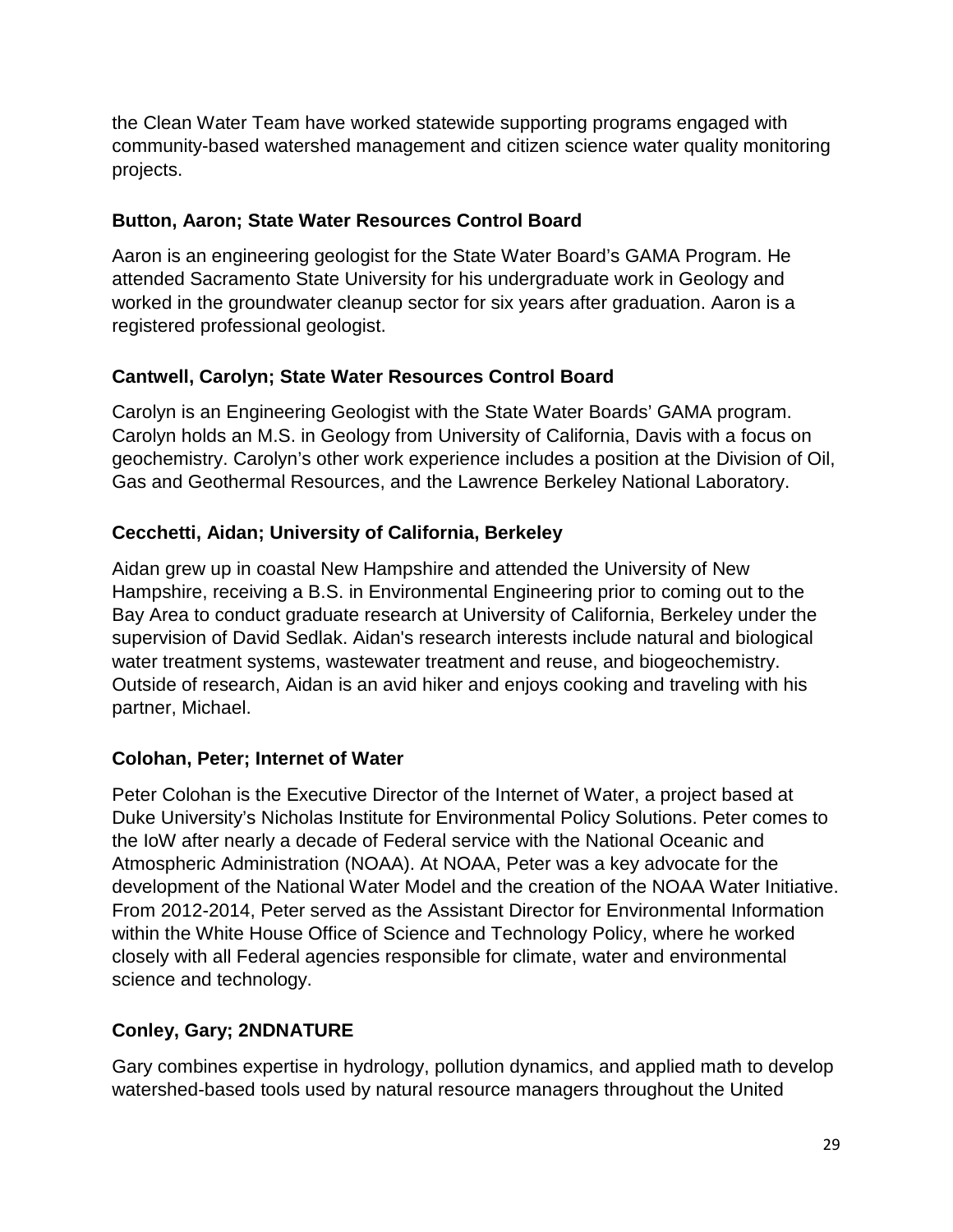the Clean Water Team have worked statewide supporting programs engaged with community-based watershed management and citizen science water quality monitoring projects.

**Button, Aaron; State Water Resources Control Board**

Aaron is an engineering geologist for the State Water Board's GAMA Program. He attended Sacramento State University for his undergraduate work in Geology and worked in the groundwater cleanup sector for six years after graduation. Aaron is a registered professional geologist.

**Cantwell, Carolyn; State Water Resources Control Board**

Carolyn is an Engineering Geologist with the State Water Boards' GAMA program. Carolyn holds an M.S. in Geology from University of California, Davis with a focus on geochemistry. Carolyn's other work experience includes a position at the Division of Oil, Gas and Geothermal Resources, and the Lawrence Berkeley National Laboratory.

**Cecchetti, Aidan; University of California, Berkeley**

Aidan grew up in coastal New Hampshire and attended the University of New Hampshire, receiving a B.S. in Environmental Engineering prior to coming out to the Bay Area to conduct graduate research at University of California, Berkeley under the supervision of David Sedlak. Aidan's research interests include natural and biological water treatment systems, wastewater treatment and reuse, and biogeochemistry. Outside of research, Aidan is an avid hiker and enjoys cooking and traveling with his partner, Michael.

**Colohan, Peter; Internet of Water**

Peter Colohan is the Executive Director of the Internet of Water, a project based at Duke University's Nicholas Institute for Environmental Policy Solutions. Peter comes to the IoW after nearly a decade of Federal service with the National Oceanic and Atmospheric Administration (NOAA). At NOAA, Peter was a key advocate for the development of the National Water Model and the creation of the NOAA Water Initiative. From 2012-2014, Peter served as the Assistant Director for Environmental Information within the White House Office of Science and Technology Policy, where he worked closely with all Federal agencies responsible for climate, water and environmental science and technology.

**Conley, Gary; 2NDNATURE**

Gary combines expertise in hydrology, pollution dynamics, and applied math to develop watershed-based tools used by natural resource managers throughout the United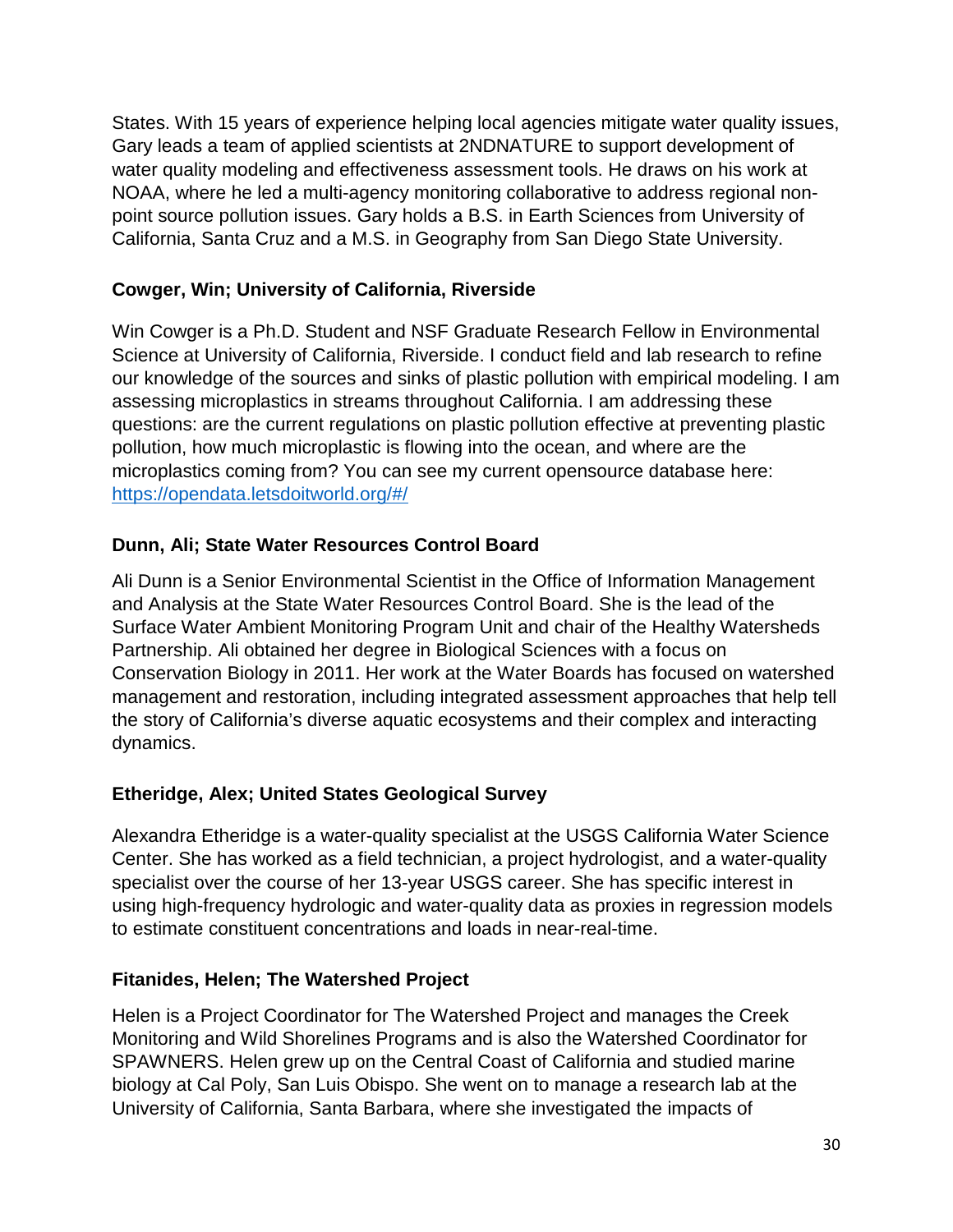States. With 15 years of experience helping local agencies mitigate water quality issues, Gary leads a team of applied scientists at 2NDNATURE to support development of water quality modeling and effectiveness assessment tools. He draws on his work at NOAA, where he led a multi-agency monitoring collaborative to address regional non-point source pollution issues. Gary holds a B.S. in Earth Sciences from University of California, Santa Cruz and a M.S. in Geography from San Diego State University.

**Cowger, Win; University of California, Riverside**

Win Cowger is a Ph.D. Student and NSF Graduate Research Fellow in Environmental Science at University of California, Riverside. I conduct field and lab research to refine our knowledge of the sources and sinks of plastic pollution with empirical modeling. I am assessing microplastics in streams throughout California. I am addressing these questions: are the current regulations on plastic pollution effective at preventing plastic pollution, how much microplastic is flowing into the ocean, and where are the microplastics coming from? You can see my current opensource database here: [https://opendata.letsdoitworld.org/#/](https://opendata.letsdoitworld.org/#/)

**Dunn, Ali; State Water Resources Control Board**

Ali Dunn is a Senior Environmental Scientist in the Office of Information Management and Analysis at the State Water Resources Control Board. She is the lead of the Surface Water Ambient Monitoring Program Unit and chair of the Healthy Watersheds Partnership. Ali obtained her degree in Biological Sciences with a focus on Conservation Biology in 2011. Her work at the Water Boards has focused on watershed management and restoration, including integrated assessment approaches that help tell the story of California's diverse aquatic ecosystems and their complex and interacting dynamics.

**Etheridge, Alex; United States Geological Survey**

Alexandra Etheridge is a water-quality specialist at the USGS California Water Science Center. She has worked as a field technician, a project hydrologist, and a water-quality specialist over the course of her 13-year USGS career. She has specific interest in using high-frequency hydrologic and water-quality data as proxies in regression models to estimate constituent concentrations and loads in near-real-time.

**Fitanides, Helen; The Watershed Project**

Helen is a Project Coordinator for The Watershed Project and manages the Creek Monitoring and Wild Shorelines Programs and is also the Watershed Coordinator for SPAWNERS. Helen grew up on the Central Coast of California and studied marine biology at Cal Poly, San Luis Obispo. She went on to manage a research lab at the University of California, Santa Barbara, where she investigated the impacts of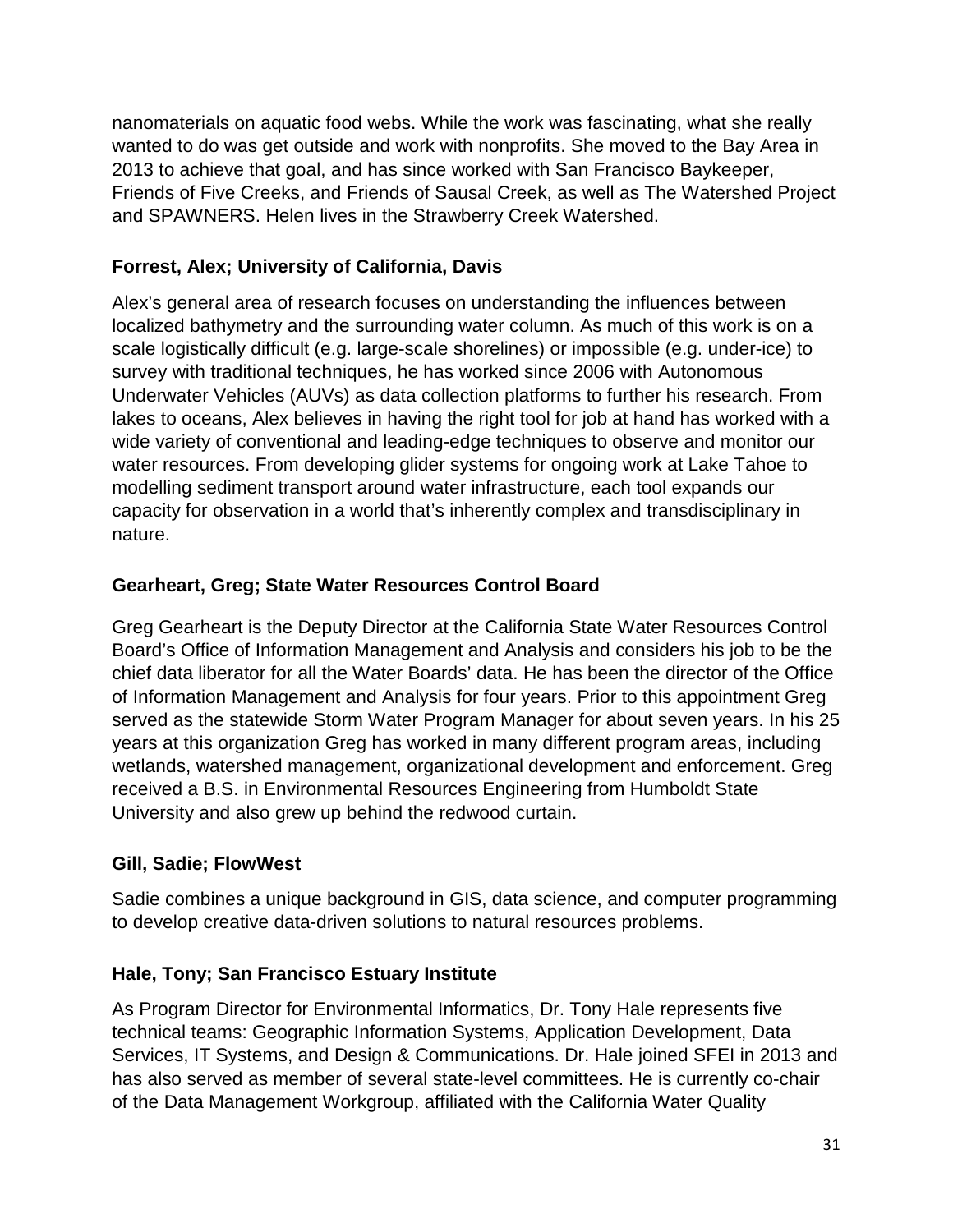nanomaterials on aquatic food webs. While the work was fascinating, what she really wanted to do was get outside and work with nonprofits. She moved to the Bay Area in 2013 to achieve that goal, and has since worked with San Francisco Baykeeper, Friends of Five Creeks, and Friends of Sausal Creek, as well as The Watershed Project and SPAWNERS. Helen lives in the Strawberry Creek Watershed.

**Forrest, Alex; University of California, Davis**

Alex's general area of research focuses on understanding the influences between localized bathymetry and the surrounding water column. As much of this work is on a scale logistically difficult (e.g. large-scale shorelines) or impossible (e.g. under-ice) to survey with traditional techniques, he has worked since 2006 with Autonomous Underwater Vehicles (AUVs) as data collection platforms to further his research. From lakes to oceans, Alex believes in having the right tool for job at hand has worked with a wide variety of conventional and leading-edge techniques to observe and monitor our water resources. From developing glider systems for ongoing work at Lake Tahoe to modelling sediment transport around water infrastructure, each tool expands our capacity for observation in a world that's inherently complex and transdisciplinary in nature.

**Gearheart, Greg; State Water Resources Control Board**

Greg Gearheart is the Deputy Director at the California State Water Resources Control Board's Office of Information Management and Analysis and considers his job to be the chief data liberator for all the Water Boards' data. He has been the director of the Office of Information Management and Analysis for four years. Prior to this appointment Greg served as the statewide Storm Water Program Manager for about seven years. In his 25 years at this organization Greg has worked in many different program areas, including wetlands, watershed management, organizational development and enforcement. Greg received a B.S. in Environmental Resources Engineering from Humboldt State University and also grew up behind the redwood curtain.

**Gill, Sadie; FlowWest**

Sadie combines a unique background in GIS, data science, and computer programming to develop creative data-driven solutions to natural resources problems.

**Hale, Tony; San Francisco Estuary Institute**

As Program Director for Environmental Informatics, Dr. Tony Hale represents five technical teams: Geographic Information Systems, Application Development, Data Services, IT Systems, and Design & Communications. Dr. Hale joined SFEI in 2013 and has also served as member of several state-level committees. He is currently co-chair of the Data Management Workgroup, affiliated with the California Water Quality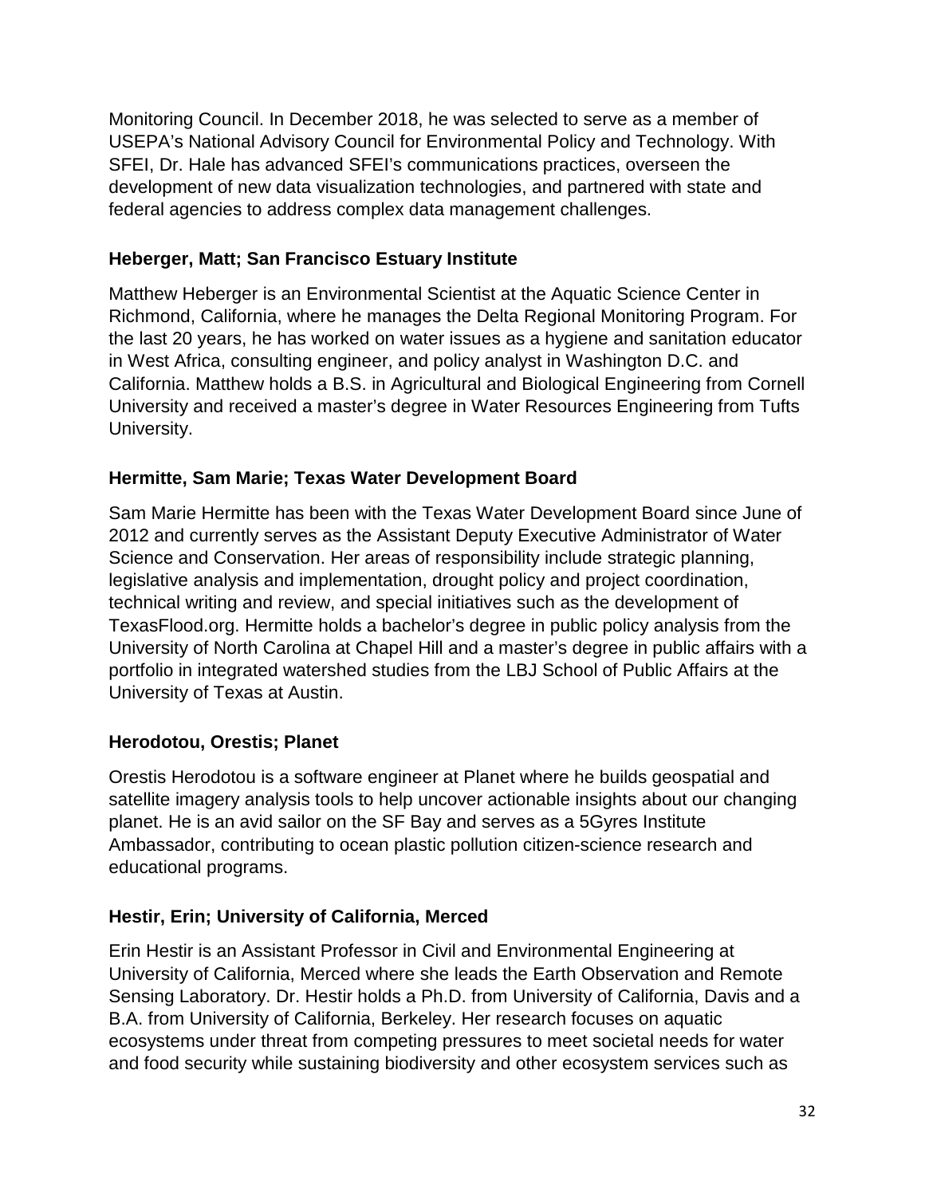Monitoring Council. In December 2018, he was selected to serve as a member of USEPA's National Advisory Council for Environmental Policy and Technology. With SFEI, Dr. Hale has advanced SFEI's communications practices, overseen the development of new data visualization technologies, and partnered with state and federal agencies to address complex data management challenges.

### Heberger, Matt; San Francisco Estuary Institute

Matthew Heberger is an Environmental Scientist at the Aquatic Science Center in Richmond, California, where he manages the Delta Regional Monitoring Program. For the last 20 years, he has worked on water issues as a hygiene and sanitation educator in West Africa, consulting engineer, and policy analyst in Washington D.C. and California. Matthew holds a B.S. in Agricultural and Biological Engineering from Cornell University and received a master's degree in Water Resources Engineering from Tufts University.

### Hermitte, Sam Marie; Texas Water Development Board

Sam Marie Hermitte has been with the Texas Water Development Board since June of 2012 and currently serves as the Assistant Deputy Executive Administrator of Water Science and Conservation. Her areas of responsibility include strategic planning, legislative analysis and implementation, drought policy and project coordination, technical writing and review, and special initiatives such as the development of TexasFlood.org. Hermitte holds a bachelor's degree in public policy analysis from the University of North Carolina at Chapel Hill and a master's degree in public affairs with a portfolio in integrated watershed studies from the LBJ School of Public Affairs at the University of Texas at Austin.

### Herodotou, Orestis; Planet

Orestis Herodotou is a software engineer at Planet where he builds geospatial and satellite imagery analysis tools to help uncover actionable insights about our changing planet. He is an avid sailor on the SF Bay and serves as a 5Gyres Institute Ambassador, contributing to ocean plastic pollution citizen-science research and educational programs.

### Hestir, Erin; University of California, Merced

Erin Hestir is an Assistant Professor in Civil and Environmental Engineering at University of California, Merced where she leads the Earth Observation and Remote Sensing Laboratory. Dr. Hestir holds a Ph.D. from University of California, Davis and a B.A. from University of California, Berkeley. Her research focuses on aquatic ecosystems under threat from competing pressures to meet societal needs for water and food security while sustaining biodiversity and other ecosystem services such as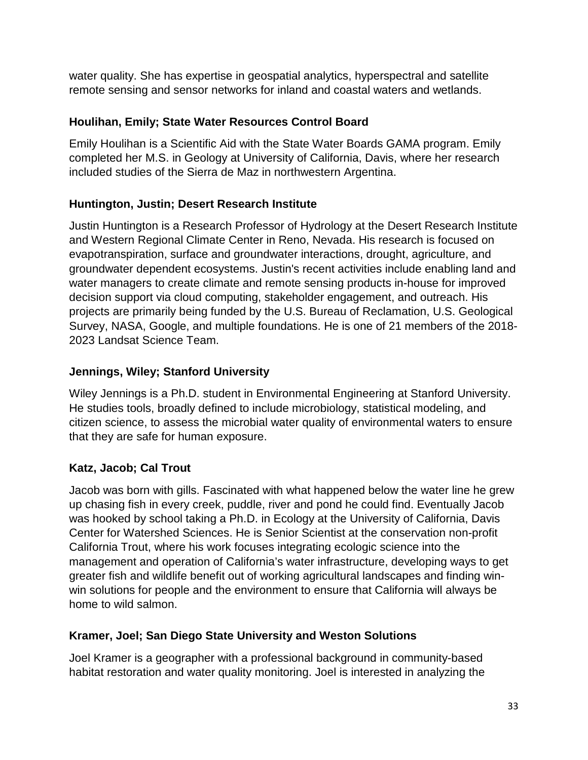water quality. She has expertise in geospatial analytics, hyperspectral and satellite remote sensing and sensor networks for inland and coastal waters and wetlands.

### Houlihan, Emily; State Water Resources Control Board

Emily Houlihan is a Scientific Aid with the State Water Boards GAMA program. Emily completed her M.S. in Geology at University of California, Davis, where her research included studies of the Sierra de Maz in northwestern Argentina.

### Huntington, Justin; Desert Research Institute

Justin Huntington is a Research Professor of Hydrology at the Desert Research Institute and Western Regional Climate Center in Reno, Nevada. His research is focused on evapotranspiration, surface and groundwater interactions, drought, agriculture, and groundwater dependent ecosystems. Justin's recent activities include enabling land and water managers to create climate and remote sensing products in-house for improved decision support via cloud computing, stakeholder engagement, and outreach. His projects are primarily being funded by the U.S. Bureau of Reclamation, U.S. Geological Survey, NASA, Google, and multiple foundations. He is one of 21 members of the 2018-2023 Landsat Science Team.

### Jennings, Wiley; Stanford University

Wiley Jennings is a Ph.D. student in Environmental Engineering at Stanford University. He studies tools, broadly defined to include microbiology, statistical modeling, and citizen science, to assess the microbial water quality of environmental waters to ensure that they are safe for human exposure.

### Katz, Jacob; Cal Trout

Jacob was born with gills. Fascinated with what happened below the water line he grew up chasing fish in every creek, puddle, river and pond he could find. Eventually Jacob was hooked by school taking a Ph.D. in Ecology at the University of California, Davis Center for Watershed Sciences. He is Senior Scientist at the conservation non-profit California Trout, where his work focuses integrating ecologic science into the management and operation of California's water infrastructure, developing ways to get greater fish and wildlife benefit out of working agricultural landscapes and finding win-win solutions for people and the environment to ensure that California will always be home to wild salmon.

### Kramer, Joel; San Diego State University and Weston Solutions

Joel Kramer is a geographer with a professional background in community-based habitat restoration and water quality monitoring. Joel is interested in analyzing the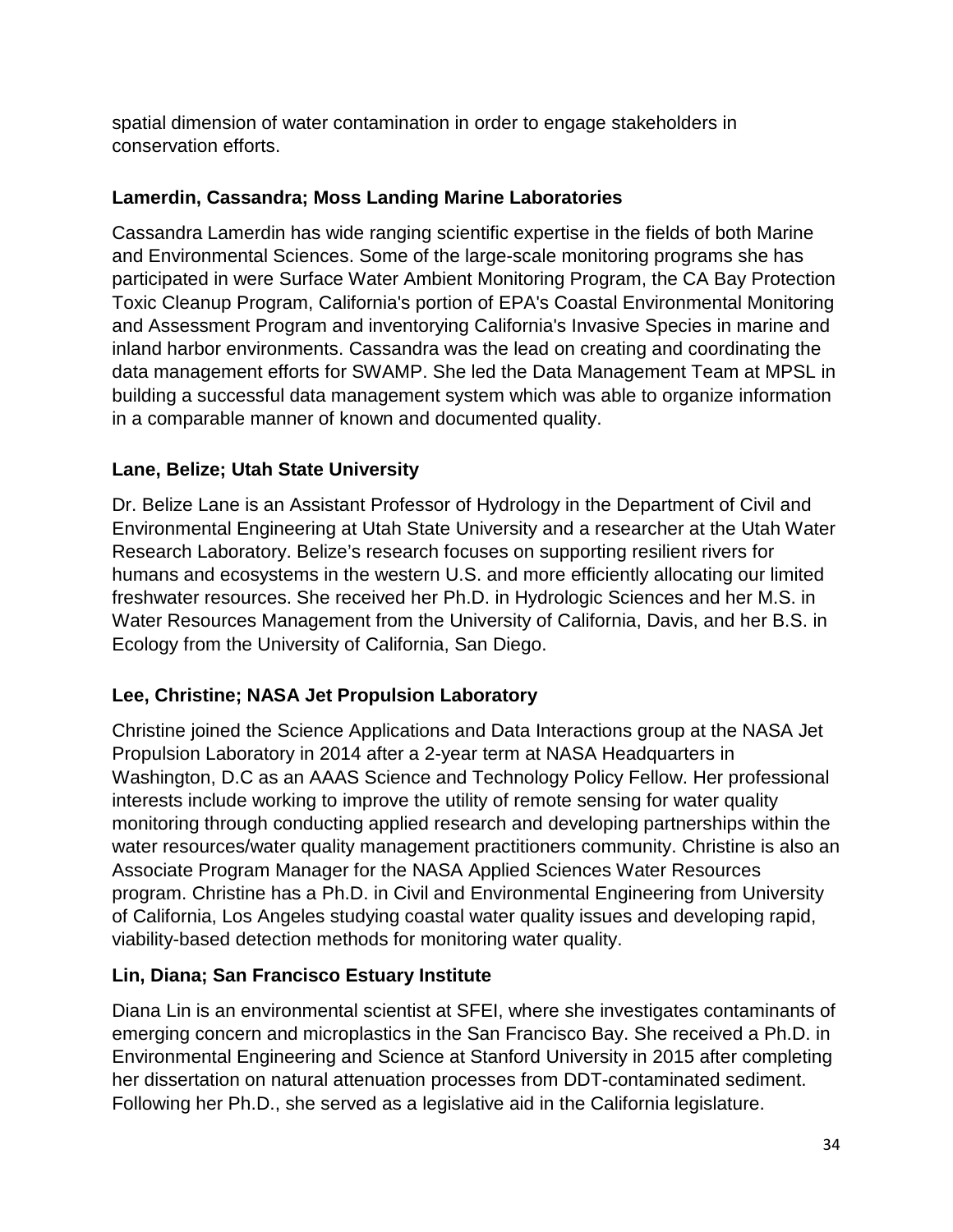spatial dimension of water contamination in order to engage stakeholders in conservation efforts.

**Lamerdin, Cassandra; Moss Landing Marine Laboratories**

Cassandra Lamerdin has wide ranging scientific expertise in the fields of both Marine and Environmental Sciences. Some of the large-scale monitoring programs she has participated in were Surface Water Ambient Monitoring Program, the CA Bay Protection Toxic Cleanup Program, California's portion of EPA's Coastal Environmental Monitoring and Assessment Program and inventorying California's Invasive Species in marine and inland harbor environments. Cassandra was the lead on creating and coordinating the data management efforts for SWAMP. She led the Data Management Team at MPSL in building a successful data management system which was able to organize information in a comparable manner of known and documented quality.

**Lane, Belize; Utah State University**

Dr. Belize Lane is an Assistant Professor of Hydrology in the Department of Civil and Environmental Engineering at Utah State University and a researcher at the Utah Water Research Laboratory. Belize's research focuses on supporting resilient rivers for humans and ecosystems in the western U.S. and more efficiently allocating our limited freshwater resources. She received her Ph.D. in Hydrologic Sciences and her M.S. in Water Resources Management from the University of California, Davis, and her B.S. in Ecology from the University of California, San Diego.

**Lee, Christine; NASA Jet Propulsion Laboratory**

Christine joined the Science Applications and Data Interactions group at the NASA Jet Propulsion Laboratory in 2014 after a 2-year term at NASA Headquarters in Washington, D.C as an AAAS Science and Technology Policy Fellow. Her professional interests include working to improve the utility of remote sensing for water quality monitoring through conducting applied research and developing partnerships within the water resources/water quality management practitioners community. Christine is also an Associate Program Manager for the NASA Applied Sciences Water Resources program. Christine has a Ph.D. in Civil and Environmental Engineering from University of California, Los Angeles studying coastal water quality issues and developing rapid, viability-based detection methods for monitoring water quality.

**Lin, Diana; San Francisco Estuary Institute**

Diana Lin is an environmental scientist at SFEI, where she investigates contaminants of emerging concern and microplastics in the San Francisco Bay. She received a Ph.D. in Environmental Engineering and Science at Stanford University in 2015 after completing her dissertation on natural attenuation processes from DDT-contaminated sediment. Following her Ph.D., she served as a legislative aid in the California legislature.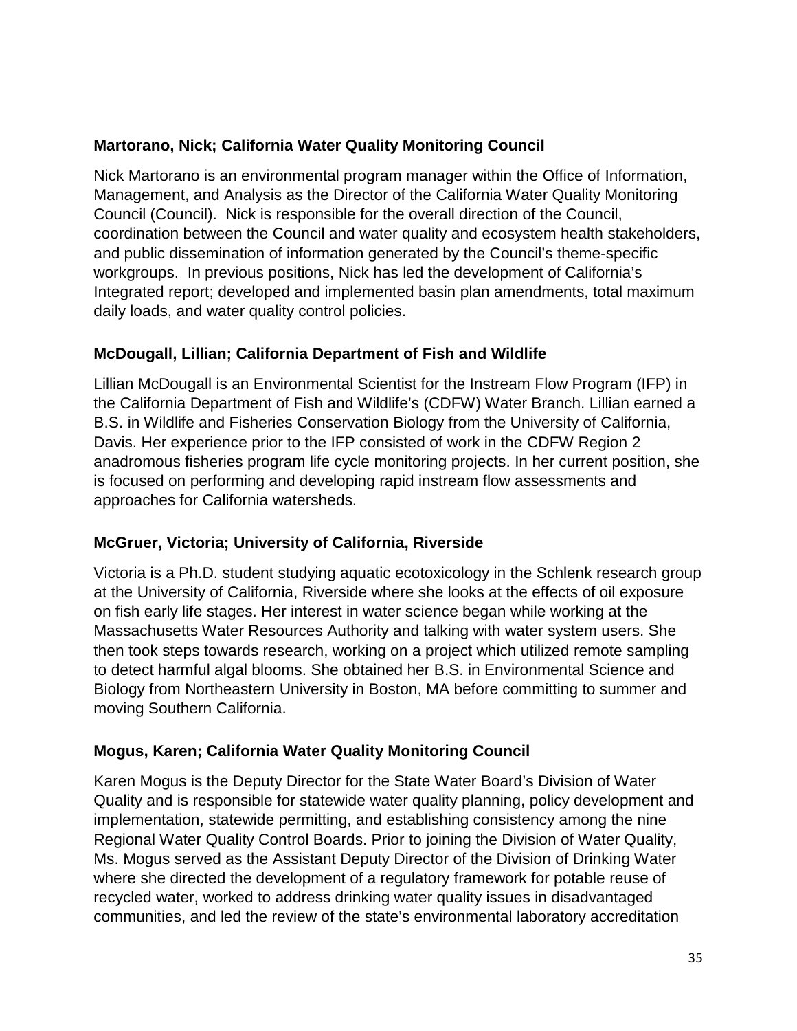**Martorano, Nick; California Water Quality Monitoring Council**

Nick Martorano is an environmental program manager within the Office of Information, Management, and Analysis as the Director of the California Water Quality Monitoring Council (Council). Nick is responsible for the overall direction of the Council, coordination between the Council and water quality and ecosystem health stakeholders, and public dissemination of information generated by the Council's theme-specific workgroups. In previous positions, Nick has led the development of California's Integrated report; developed and implemented basin plan amendments, total maximum daily loads, and water quality control policies.

**McDougall, Lillian; California Department of Fish and Wildlife**

Lillian McDougall is an Environmental Scientist for the Instream Flow Program (IFP) in the California Department of Fish and Wildlife's (CDFW) Water Branch. Lillian earned a B.S. in Wildlife and Fisheries Conservation Biology from the University of California, Davis. Her experience prior to the IFP consisted of work in the CDFW Region 2 anadromous fisheries program life cycle monitoring projects. In her current position, she is focused on performing and developing rapid instream flow assessments and approaches for California watersheds.

**McGruer, Victoria; University of California, Riverside**

Victoria is a Ph.D. student studying aquatic ecotoxicology in the Schlenk research group at the University of California, Riverside where she looks at the effects of oil exposure on fish early life stages. Her interest in water science began while working at the Massachusetts Water Resources Authority and talking with water system users. She then took steps towards research, working on a project which utilized remote sampling to detect harmful algal blooms. She obtained her B.S. in Environmental Science and Biology from Northeastern University in Boston, MA before committing to summer and moving Southern California.

**Mogus, Karen; California Water Quality Monitoring Council**

Karen Mogus is the Deputy Director for the State Water Board's Division of Water Quality and is responsible for statewide water quality planning, policy development and implementation, statewide permitting, and establishing consistency among the nine Regional Water Quality Control Boards. Prior to joining the Division of Water Quality, Ms. Mogus served as the Assistant Deputy Director of the Division of Drinking Water where she directed the development of a regulatory framework for potable reuse of recycled water, worked to address drinking water quality issues in disadvantaged communities, and led the review of the state's environmental laboratory accreditation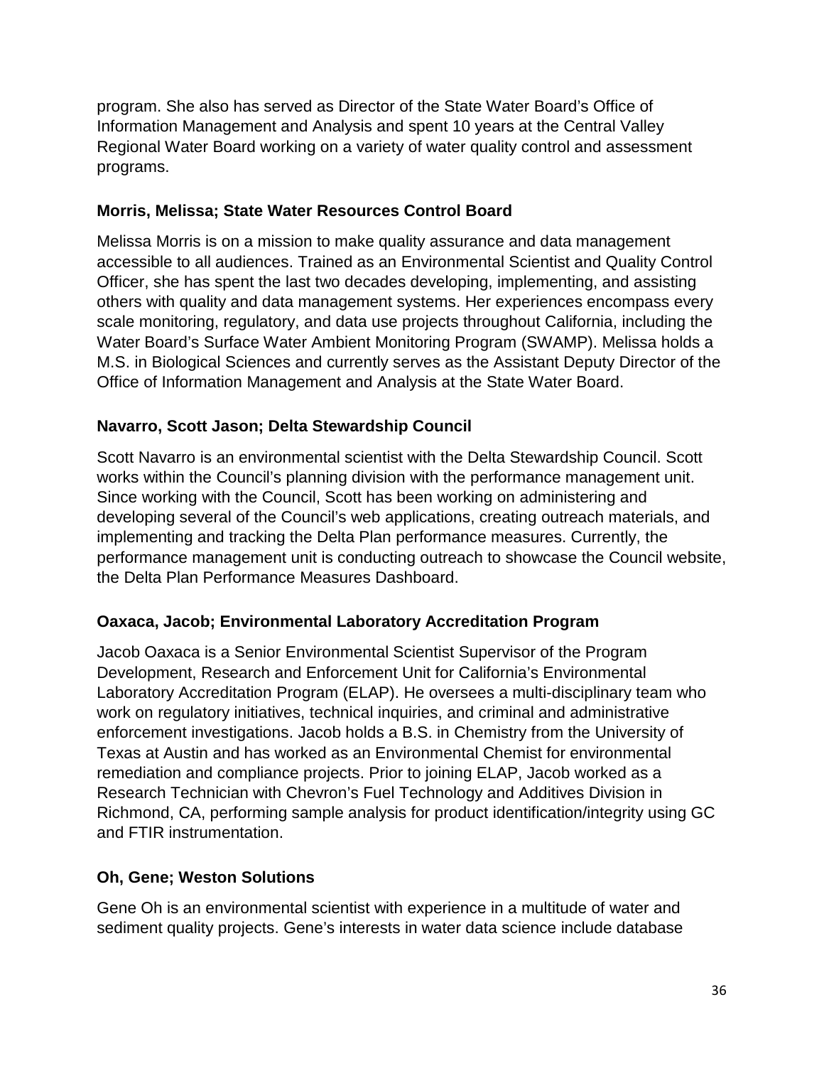program. She also has served as Director of the State Water Board's Office of Information Management and Analysis and spent 10 years at the Central Valley Regional Water Board working on a variety of water quality control and assessment programs.

**Morris, Melissa; State Water Resources Control Board**

Melissa Morris is on a mission to make quality assurance and data management accessible to all audiences. Trained as an Environmental Scientist and Quality Control Officer, she has spent the last two decades developing, implementing, and assisting others with quality and data management systems. Her experiences encompass every scale monitoring, regulatory, and data use projects throughout California, including the Water Board's Surface Water Ambient Monitoring Program (SWAMP). Melissa holds a M.S. in Biological Sciences and currently serves as the Assistant Deputy Director of the Office of Information Management and Analysis at the State Water Board.

**Navarro, Scott Jason; Delta Stewardship Council**

Scott Navarro is an environmental scientist with the Delta Stewardship Council. Scott works within the Council's planning division with the performance management unit. Since working with the Council, Scott has been working on administering and developing several of the Council's web applications, creating outreach materials, and implementing and tracking the Delta Plan performance measures. Currently, the performance management unit is conducting outreach to showcase the Council website, the Delta Plan Performance Measures Dashboard.

**Oaxaca, Jacob; Environmental Laboratory Accreditation Program**

Jacob Oaxaca is a Senior Environmental Scientist Supervisor of the Program Development, Research and Enforcement Unit for California's Environmental Laboratory Accreditation Program (ELAP). He oversees a multi-disciplinary team who work on regulatory initiatives, technical inquiries, and criminal and administrative enforcement investigations. Jacob holds a B.S. in Chemistry from the University of Texas at Austin and has worked as an Environmental Chemist for environmental remediation and compliance projects. Prior to joining ELAP, Jacob worked as a Research Technician with Chevron's Fuel Technology and Additives Division in Richmond, CA, performing sample analysis for product identification/integrity using GC and FTIR instrumentation.

**Oh, Gene; Weston Solutions**

Gene Oh is an environmental scientist with experience in a multitude of water and sediment quality projects. Gene's interests in water data science include database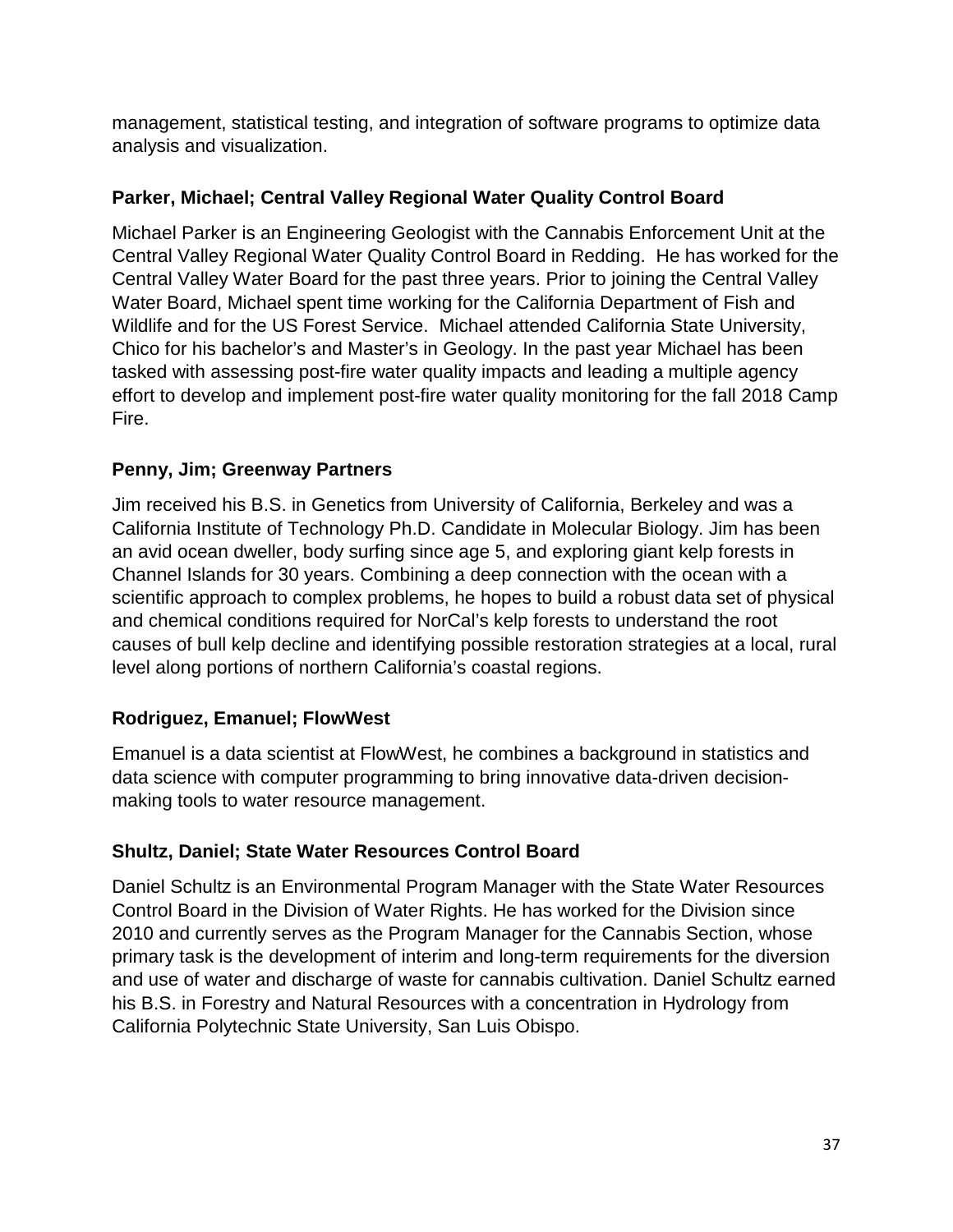management, statistical testing, and integration of software programs to optimize data analysis and visualization.

**Parker, Michael; Central Valley Regional Water Quality Control Board**

Michael Parker is an Engineering Geologist with the Cannabis Enforcement Unit at the Central Valley Regional Water Quality Control Board in Redding. He has worked for the Central Valley Water Board for the past three years. Prior to joining the Central Valley Water Board, Michael spent time working for the California Department of Fish and Wildlife and for the US Forest Service. Michael attended California State University, Chico for his bachelor's and Master's in Geology. In the past year Michael has been tasked with assessing post-fire water quality impacts and leading a multiple agency effort to develop and implement post-fire water quality monitoring for the fall 2018 Camp Fire.

**Penny, Jim; Greenway Partners**

Jim received his B.S. in Genetics from University of California, Berkeley and was a California Institute of Technology Ph.D. Candidate in Molecular Biology. Jim has been an avid ocean dweller, body surfing since age 5, and exploring giant kelp forests in Channel Islands for 30 years. Combining a deep connection with the ocean with a scientific approach to complex problems, he hopes to build a robust data set of physical and chemical conditions required for NorCal's kelp forests to understand the root causes of bull kelp decline and identifying possible restoration strategies at a local, rural level along portions of northern California's coastal regions.

**Rodriguez, Emanuel; FlowWest**

Emanuel is a data scientist at FlowWest, he combines a background in statistics and data science with computer programming to bring innovative data-driven decision-making tools to water resource management.

**Shultz, Daniel; State Water Resources Control Board**

Daniel Schultz is an Environmental Program Manager with the State Water Resources Control Board in the Division of Water Rights. He has worked for the Division since 2010 and currently serves as the Program Manager for the Cannabis Section, whose primary task is the development of interim and long-term requirements for the diversion and use of water and discharge of waste for cannabis cultivation. Daniel Schultz earned his B.S. in Forestry and Natural Resources with a concentration in Hydrology from California Polytechnic State University, San Luis Obispo.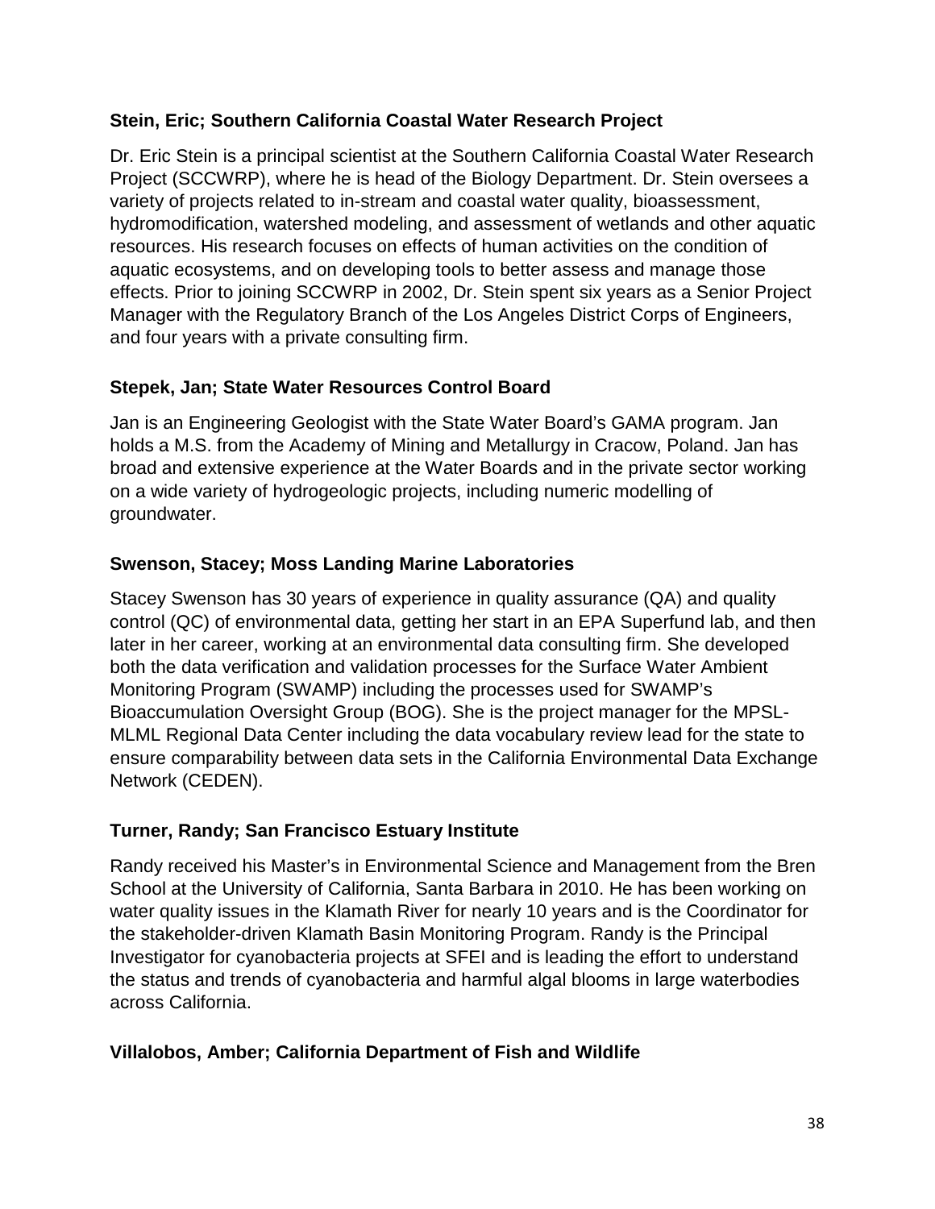**Stein, Eric; Southern California Coastal Water Research Project**

Dr. Eric Stein is a principal scientist at the Southern California Coastal Water Research Project (SCCWRP), where he is head of the Biology Department. Dr. Stein oversees a variety of projects related to in-stream and coastal water quality, bioassessment, hydromodification, watershed modeling, and assessment of wetlands and other aquatic resources. His research focuses on effects of human activities on the condition of aquatic ecosystems, and on developing tools to better assess and manage those effects. Prior to joining SCCWRP in 2002, Dr. Stein spent six years as a Senior Project Manager with the Regulatory Branch of the Los Angeles District Corps of Engineers, and four years with a private consulting firm.

**Stepek, Jan; State Water Resources Control Board**

Jan is an Engineering Geologist with the State Water Board's GAMA program. Jan holds a M.S. from the Academy of Mining and Metallurgy in Cracow, Poland. Jan has broad and extensive experience at the Water Boards and in the private sector working on a wide variety of hydrogeologic projects, including numeric modelling of groundwater.

**Swenson, Stacey; Moss Landing Marine Laboratories**

Stacey Swenson has 30 years of experience in quality assurance (QA) and quality control (QC) of environmental data, getting her start in an EPA Superfund lab, and then later in her career, working at an environmental data consulting firm. She developed both the data verification and validation processes for the Surface Water Ambient Monitoring Program (SWAMP) including the processes used for SWAMP's Bioaccumulation Oversight Group (BOG). She is the project manager for the MPSL-MLML Regional Data Center including the data vocabulary review lead for the state to ensure comparability between data sets in the California Environmental Data Exchange Network (CEDEN).

**Turner, Randy; San Francisco Estuary Institute**

Randy received his Master's in Environmental Science and Management from the Bren School at the University of California, Santa Barbara in 2010. He has been working on water quality issues in the Klamath River for nearly 10 years and is the Coordinator for the stakeholder-driven Klamath Basin Monitoring Program. Randy is the Principal Investigator for cyanobacteria projects at SFEI and is leading the effort to understand the status and trends of cyanobacteria and harmful algal blooms in large waterbodies across California.

**Villalobos, Amber; California Department of Fish and Wildlife**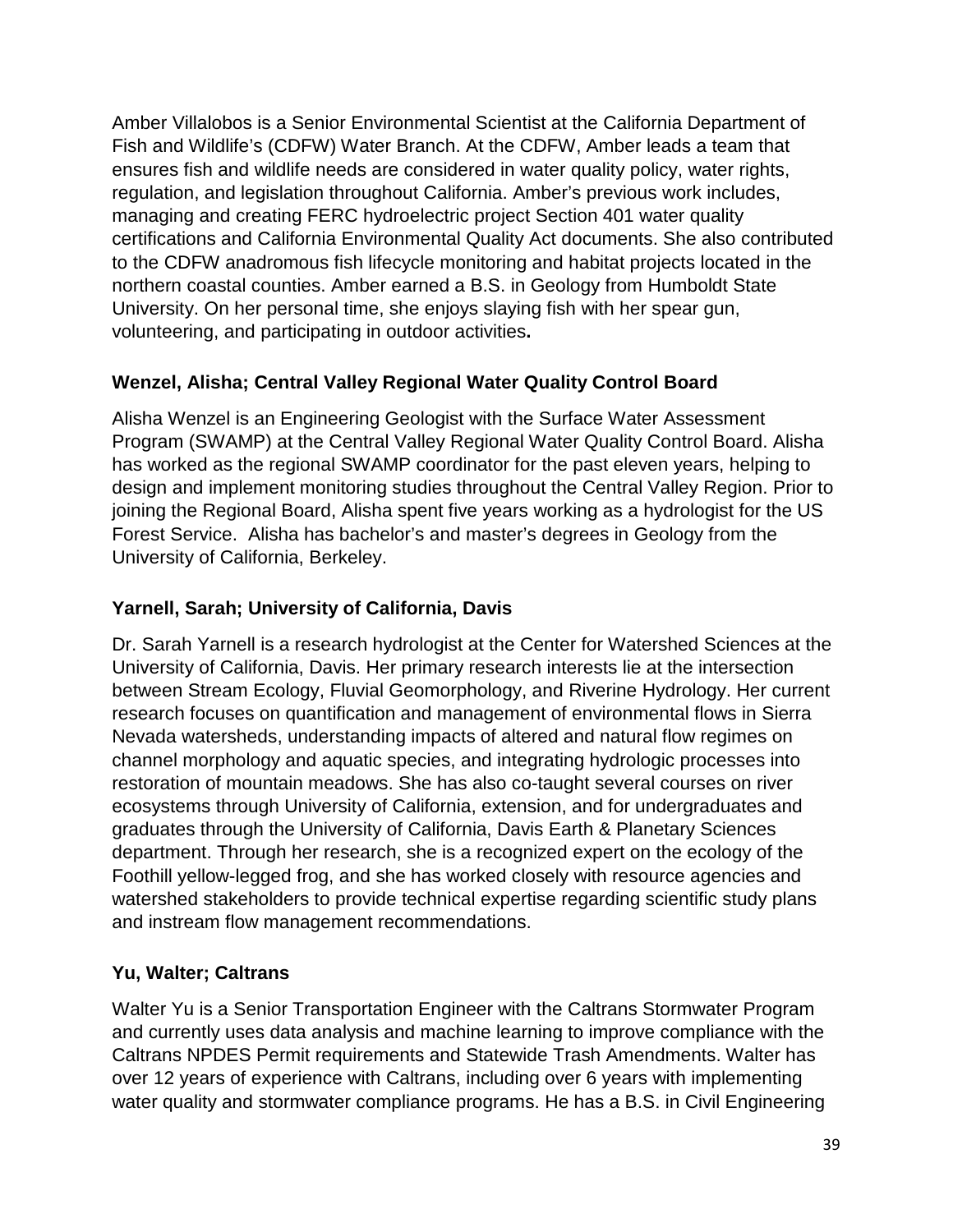Amber Villalobos is a Senior Environmental Scientist at the California Department of Fish and Wildlife's (CDFW) Water Branch. At the CDFW, Amber leads a team that ensures fish and wildlife needs are considered in water quality policy, water rights, regulation, and legislation throughout California. Amber's previous work includes, managing and creating FERC hydroelectric project Section 401 water quality certifications and California Environmental Quality Act documents. She also contributed to the CDFW anadromous fish lifecycle monitoring and habitat projects located in the northern coastal counties. Amber earned a B.S. in Geology from Humboldt State University. On her personal time, she enjoys slaying fish with her spear gun, volunteering, and participating in outdoor activities**.**

### Wenzel, Alisha; Central Valley Regional Water Quality Control Board

Alisha Wenzel is an Engineering Geologist with the Surface Water Assessment Program (SWAMP) at the Central Valley Regional Water Quality Control Board. Alisha has worked as the regional SWAMP coordinator for the past eleven years, helping to design and implement monitoring studies throughout the Central Valley Region. Prior to joining the Regional Board, Alisha spent five years working as a hydrologist for the US Forest Service. Alisha has bachelor's and master's degrees in Geology from the University of California, Berkeley.

### Yarnell, Sarah; University of California, Davis

Dr. Sarah Yarnell is a research hydrologist at the Center for Watershed Sciences at the University of California, Davis. Her primary research interests lie at the intersection between Stream Ecology, Fluvial Geomorphology, and Riverine Hydrology. Her current research focuses on quantification and management of environmental flows in Sierra Nevada watersheds, understanding impacts of altered and natural flow regimes on channel morphology and aquatic species, and integrating hydrologic processes into restoration of mountain meadows. She has also co-taught several courses on river ecosystems through University of California, extension, and for undergraduates and graduates through the University of California, Davis Earth & Planetary Sciences department. Through her research, she is a recognized expert on the ecology of the Foothill yellow-legged frog, and she has worked closely with resource agencies and watershed stakeholders to provide technical expertise regarding scientific study plans and instream flow management recommendations.

### Yu, Walter; Caltrans

Walter Yu is a Senior Transportation Engineer with the Caltrans Stormwater Program and currently uses data analysis and machine learning to improve compliance with the Caltrans NPDES Permit requirements and Statewide Trash Amendments. Walter has over 12 years of experience with Caltrans, including over 6 years with implementing water quality and stormwater compliance programs. He has a B.S. in Civil Engineering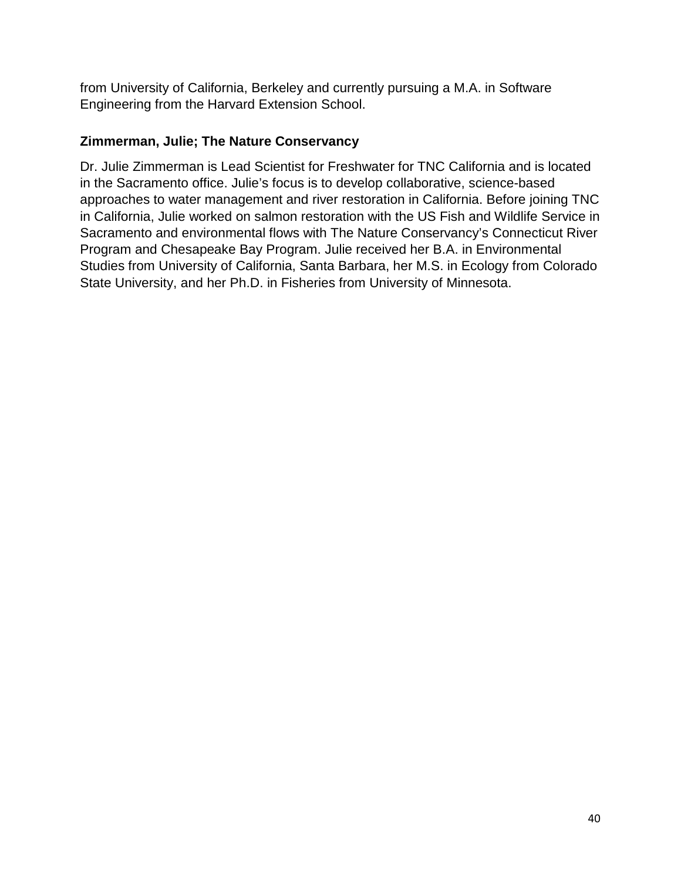from University of California, Berkeley and currently pursuing a M.A. in Software Engineering from the Harvard Extension School.

**Zimmerman, Julie; The Nature Conservancy**

Dr. Julie Zimmerman is Lead Scientist for Freshwater for TNC California and is located in the Sacramento office. Julie's focus is to develop collaborative, science-based approaches to water management and river restoration in California. Before joining TNC in California, Julie worked on salmon restoration with the US Fish and Wildlife Service in Sacramento and environmental flows with The Nature Conservancy's Connecticut River Program and Chesapeake Bay Program. Julie received her B.A. in Environmental Studies from University of California, Santa Barbara, her M.S. in Ecology from Colorado State University, and her Ph.D. in Fisheries from University of Minnesota.